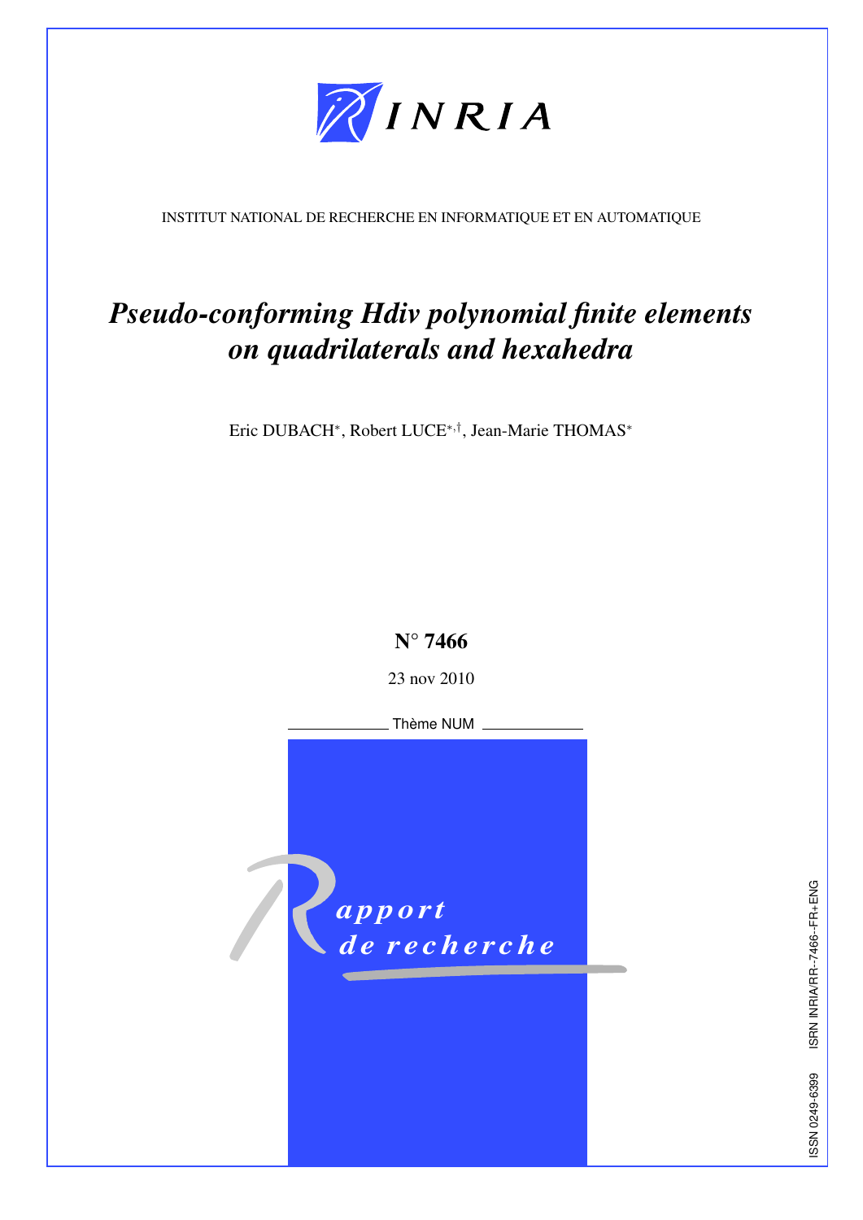INRIA

INSTITUT NATIONAL DE RECHERCHE EN INFORMATIQUE ET EN AUTOMATIQUE

# *Pseudo-conforming Hdiv polynomial finite elements on quadrilaterals and hexahedra*

Eric DUBACH[*], Robert LUCE[*,†], Jean-Marie THOMAS[*]

**N° 7466**

23 nov 2010

Thème NUM

*Rapport de recherche*

ISSN 0249-6399 ISRN INRIA/RR--7466--FR+ENG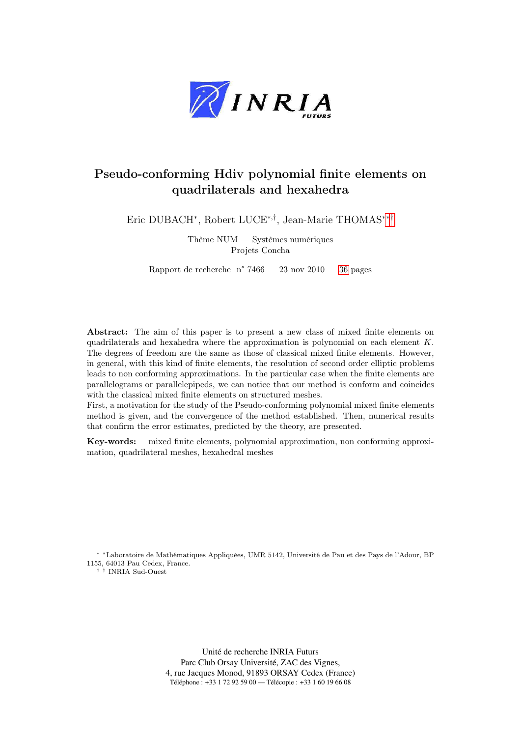# Pseudo-conforming Hdiv polynomial finite elements on quadrilaterals and hexahedra

Eric DUBACH[*], Robert LUCE[*,†], Jean-Marie THOMAS[*,†]

Thème NUM — Systèmes numériques
Projets Concha

Rapport de recherche n° 7466 — 23 nov 2010 — 36 pages

**Abstract:** The aim of this paper is to present a new class of mixed finite elements on quadrilaterals and hexahedra where the approximation is polynomial on each element $K$. The degrees of freedom are the same as those of classical mixed finite elements. However, in general, with this kind of finite elements, the resolution of second order elliptic problems leads to non conforming approximations. In the particular case when the finite elements are parallelograms or parallelepipeds, we can notice that our method is conform and coincides with the classical mixed finite elements on structured meshes.

First, a motivation for the study of the Pseudo-conforming polynomial mixed finite elements method is given, and the convergence of the method established. Then, numerical results that confirm the error estimates, predicted by the theory, are presented.

**Key-words:** mixed finite elements, polynomial approximation, non conforming approximation, quadrilateral meshes, hexahedral meshes

[*] Laboratoire de Mathématiques Appliquées, UMR 5142, Université de Pau et des Pays de l'Adour, BP 1155, 64013 Pau Cedex, France.

[†] INRIA Sud-Ouest

Unité de recherche INRIA Futurs
Parc Club Orsay Université, ZAC des Vignes,
4, rue Jacques Monod, 91893 ORSAY Cedex (France)
Téléphone : +33 1 72 92 59 00 — Télécopie : +33 1 60 19 66 08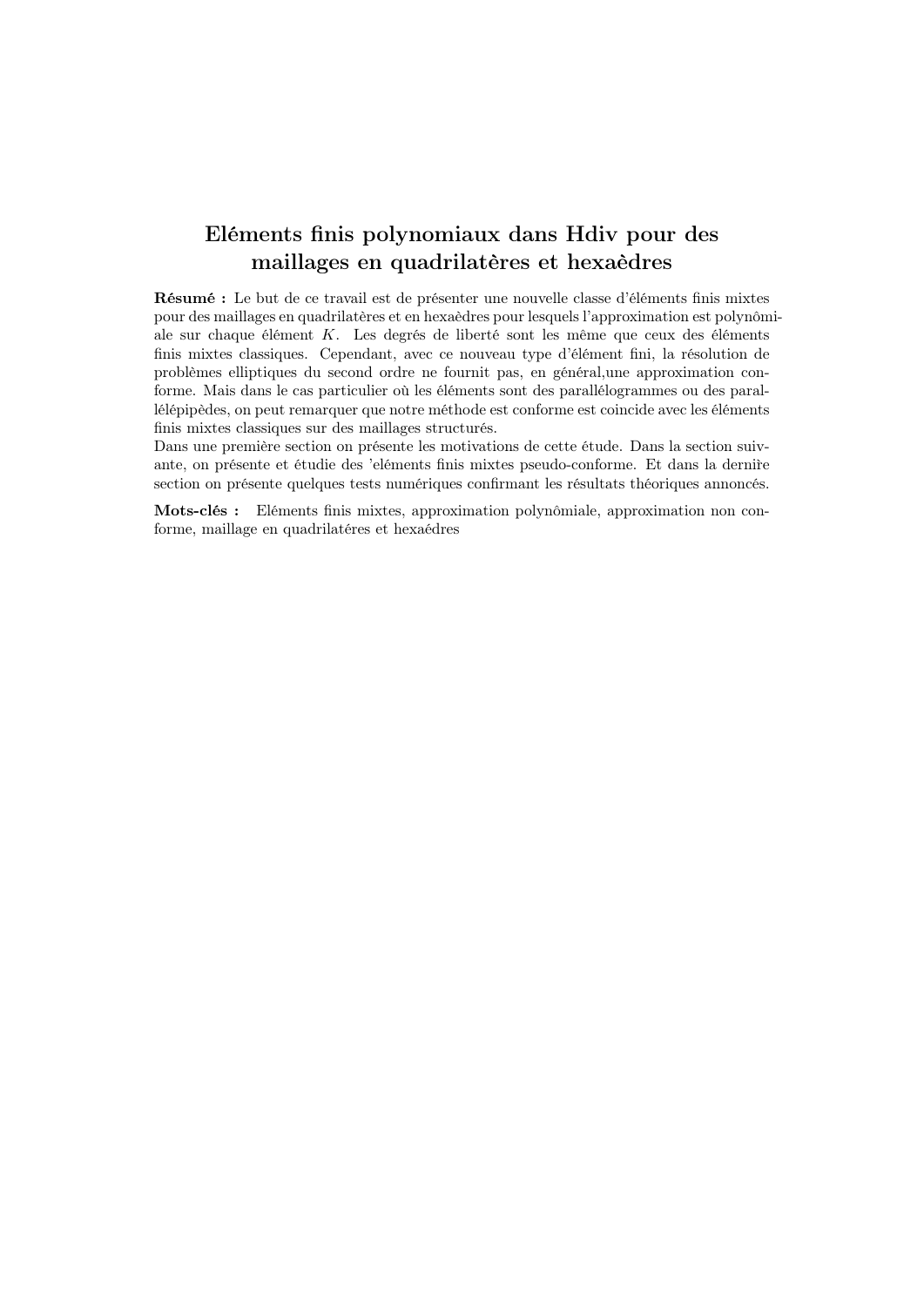# Eléments finis polynomiaux dans Hdiv pour des maillages en quadrilatères et hexaèdres

**Résumé :** Le but de ce travail est de présenter une nouvelle classe d'éléments finis mixtes pour des maillages en quadrilatères et en hexaèdres pour lesquels l'approximation est polynômiale sur chaque élément $K$. Les degrés de liberté sont les même que ceux des éléments finis mixtes classiques. Cependant, avec ce nouveau type d'élément fini, la résolution de problèmes elliptiques du second ordre ne fournit pas, en général,une approximation conforme. Mais dans le cas particulier où les éléments sont des parallélogrammes ou des parallélépipèdes, on peut remarquer que notre méthode est conforme est coincide avec les éléments finis mixtes classiques sur des maillages structurés.
Dans une première section on présente les motivations de cette étude. Dans la section suivante, on présente et étudie des 'eléments finis mixtes pseudo-conforme. Et dans la derniỉe section on présente quelques tests numériques confirmant les résultats théoriques annoncés.

**Mots-clés :** Eléments finis mixtes, approximation polynômiale, approximation non conforme, maillage en quadrilatéres et hexaédres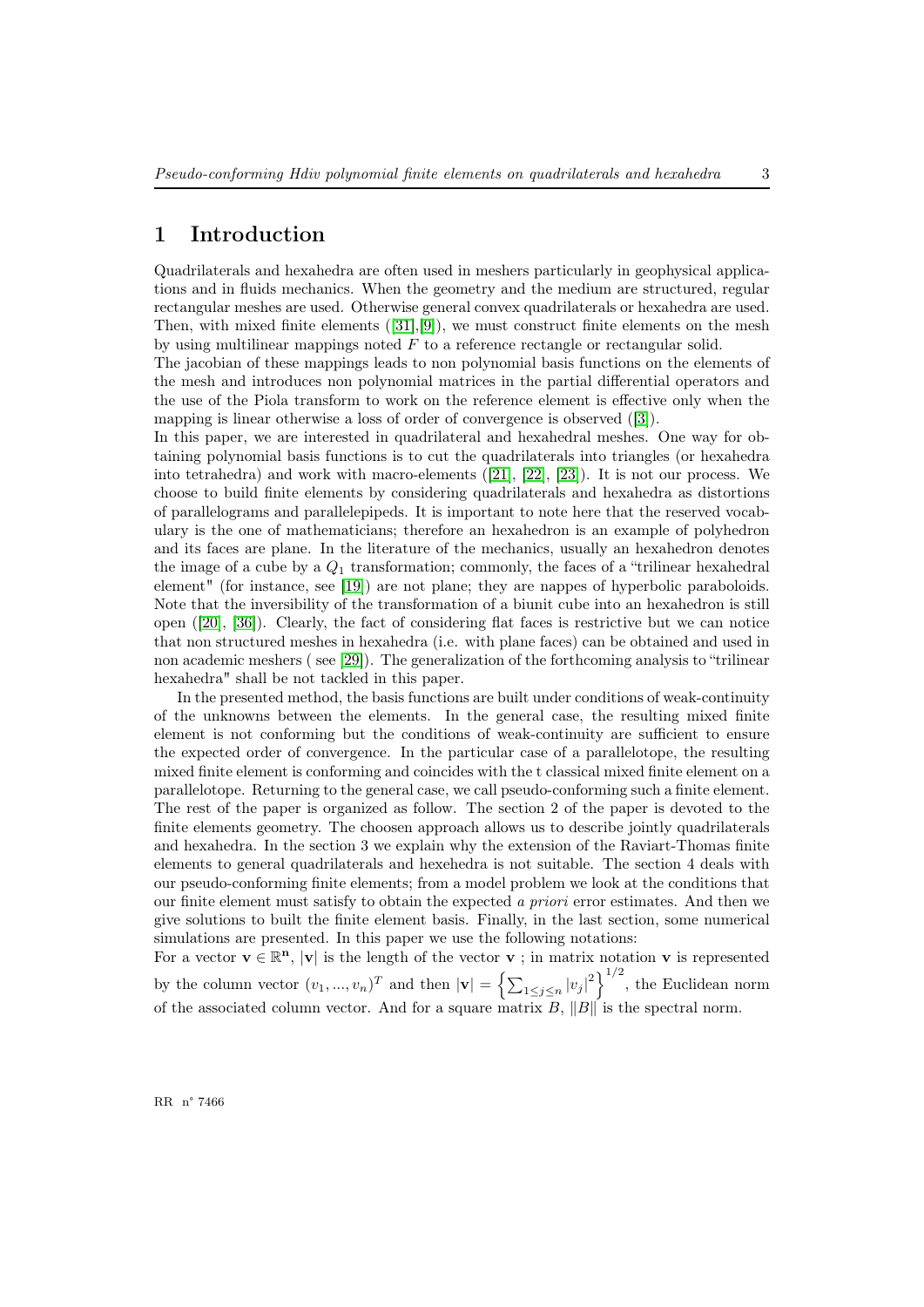# 1 Introduction

Quadrilaterals and hexahedra are often used in meshers particularly in geophysical applications and in fluids mechanics. When the geometry and the medium are structured, regular rectangular meshes are used. Otherwise general convex quadrilaterals or hexahedra are used. Then, with mixed finite elements ([31],[9]), we must construct finite elements on the mesh by using multilinear mappings noted $F$ to a reference rectangle or rectangular solid.
The jacobian of these mappings leads to non polynomial basis functions on the elements of the mesh and introduces non polynomial matrices in the partial differential operators and the use of the Piola transform to work on the reference element is effective only when the mapping is linear otherwise a loss of order of convergence is observed ([3]).
In this paper, we are interested in quadrilateral and hexahedral meshes. One way for obtaining polynomial basis functions is to cut the quadrilaterals into triangles (or hexahedra into tetrahedra) and work with macro-elements ([21], [22], [23]). It is not our process. We choose to build finite elements by considering quadrilaterals and hexahedra as distortions of parallelograms and parallelepipeds. It is important to note here that the reserved vocabulary is the one of mathematicians; therefore an hexahedron is an example of polyhedron and its faces are plane. In the literature of the mechanics, usually an hexahedron denotes the image of a cube by a $Q_1$ transformation; commonly, the faces of a "trilinear hexahedral element" (for instance, see [19]) are not plane; they are nappes of hyperbolic paraboloids. Note that the inversibility of the transformation of a biunit cube into an hexahedron is still open ([20], [36]). Clearly, the fact of considering flat faces is restrictive but we can notice that non structured meshes in hexahedra (i.e. with plane faces) can be obtained and used in non academic meshers ( see [29]). The generalization of the forthcoming analysis to "trilinear hexahedra" shall be not tackled in this paper.

In the presented method, the basis functions are built under conditions of weak-continuity of the unknowns between the elements. In the general case, the resulting mixed finite element is not conforming but the conditions of weak-continuity are sufficient to ensure the expected order of convergence. In the particular case of a parallelotope, the resulting mixed finite element is conforming and coincides with the t classical mixed finite element on a parallelotope. Returning to the general case, we call pseudo-conforming such a finite element. The rest of the paper is organized as follow. The section 2 of the paper is devoted to the finite elements geometry. The choosen approach allows us to describe jointly quadrilaterals and hexahedra. In the section 3 we explain why the extension of the Raviart-Thomas finite elements to general quadrilaterals and hexehedra is not suitable. The section 4 deals with our pseudo-conforming finite elements; from a model problem we look at the conditions that our finite element must satisfy to obtain the expected *a priori* error estimates. And then we give solutions to built the finite element basis. Finally, in the last section, some numerical simulations are presented. In this paper we use the following notations:
For a vector $\mathbf{v} \in \mathbb{R}^{\mathbf{n}}$, $|\mathbf{v}|$ is the length of the vector $\mathbf{v}$ ; in matrix notation $\mathbf{v}$ is represented by the column vector $(v_1, ..., v_n)^T$ and then $|\mathbf{v}| = \left\{\sum_{1\leq j\leq n} |v_j|^2\right\}^{1/2}$, the Euclidean norm of the associated column vector. And for a square matrix $B$, $\|B\|$ is the spectral norm.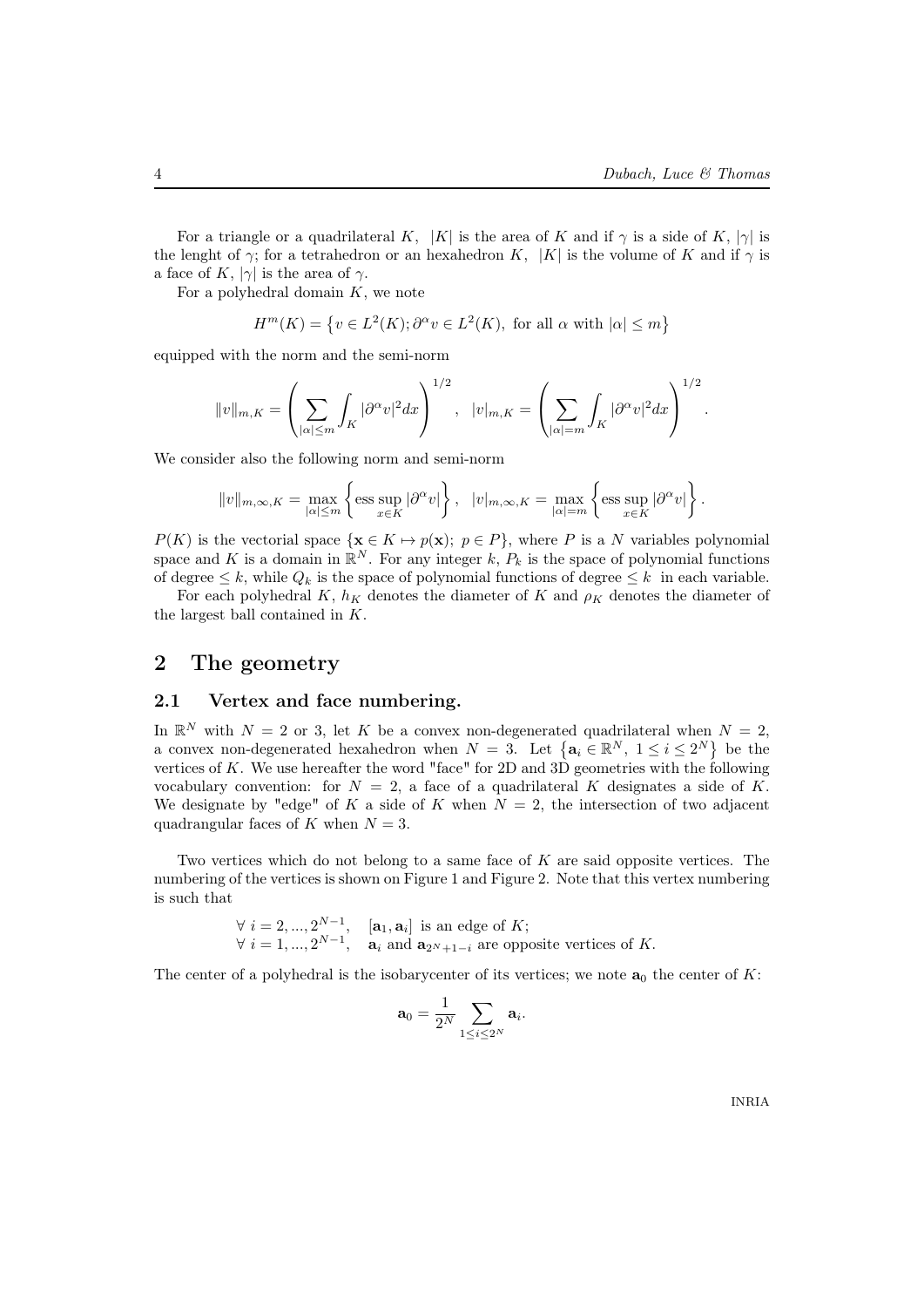For a triangle or a quadrilateral $K$, $|K|$ is the area of $K$ and if $\gamma$ is a side of $K$, $|\gamma|$ is the lenght of $\gamma$; for a tetrahedron or an hexahedron $K$, $|K|$ is the volume of $K$ and if $\gamma$ is a face of $K$, $|\gamma|$ is the area of $\gamma$.

For a polyhedral domain $K$, we note

$$H^m(K) = \left\{v \in L^2(K); \partial^\alpha v \in L^2(K), \text{ for all } \alpha \text{ with } |\alpha| \leq m\right\}$$

equipped with the norm and the semi-norm

$$\|v\|_{m,K} = \left(\sum_{|\alpha|\leq m} \int_K |\partial^\alpha v|^2 dx\right)^{1/2}, \quad |v|_{m,K} = \left(\sum_{|\alpha|=m} \int_K |\partial^\alpha v|^2 dx\right)^{1/2}.$$

We consider also the following norm and semi-norm

$$\|v\|_{m,\infty,K} = \max_{|\alpha|\leq m} \left\{\operatorname*{ess\,sup}_{x\in K} |\partial^\alpha v|\right\}, \quad |v|_{m,\infty,K} = \max_{|\alpha|=m} \left\{\operatorname*{ess\,sup}_{x\in K} |\partial^\alpha v|\right\}.$$

$P(K)$ is the vectorial space $\{\mathbf{x} \in K \mapsto p(\mathbf{x});\ p \in P\}$, where $P$ is a $N$ variables polynomial space and $K$ is a domain in $\mathbb{R}^N$. For any integer $k$, $P_k$ is the space of polynomial functions of degree $\leq k$, while $Q_k$ is the space of polynomial functions of degree $\leq k$ in each variable.

For each polyhedral $K$, $h_K$ denotes the diameter of $K$ and $\rho_K$ denotes the diameter of the largest ball contained in $K$.

# 2 The geometry

## 2.1 Vertex and face numbering.

In $\mathbb{R}^N$ with $N = 2$ or 3, let $K$ be a convex non-degenerated quadrilateral when $N = 2$, a convex non-degenerated hexahedron when $N = 3$. Let $\left\{\mathbf{a}_i \in \mathbb{R}^N,\ 1 \leq i \leq 2^N\right\}$ be the vertices of $K$. We use hereafter the word "face" for 2D and 3D geometries with the following vocabulary convention: for $N = 2$, a face of a quadrilateral $K$ designates a side of $K$. We designate by "edge" of $K$ a side of $K$ when $N = 2$, the intersection of two adjacent quadrangular faces of $K$ when $N = 3$.

Two vertices which do not belong to a same face of $K$ are said opposite vertices. The numbering of the vertices is shown on Figure 1 and Figure 2. Note that this vertex numbering is such that

$$\begin{aligned}
&\forall\ i = 2, ..., 2^{N-1}, \quad [\mathbf{a}_1, \mathbf{a}_i] \text{ is an edge of } K;\\
&\forall\ i = 1, ..., 2^{N-1}, \quad \mathbf{a}_i \text{ and } \mathbf{a}_{2^N+1-i} \text{ are opposite vertices of } K.
\end{aligned}$$

The center of a polyhedral is the isobarycenter of its vertices; we note $\mathbf{a}_0$ the center of $K$:

$$\mathbf{a}_0 = \frac{1}{2^N} \sum_{1\leq i\leq 2^N} \mathbf{a}_i.$$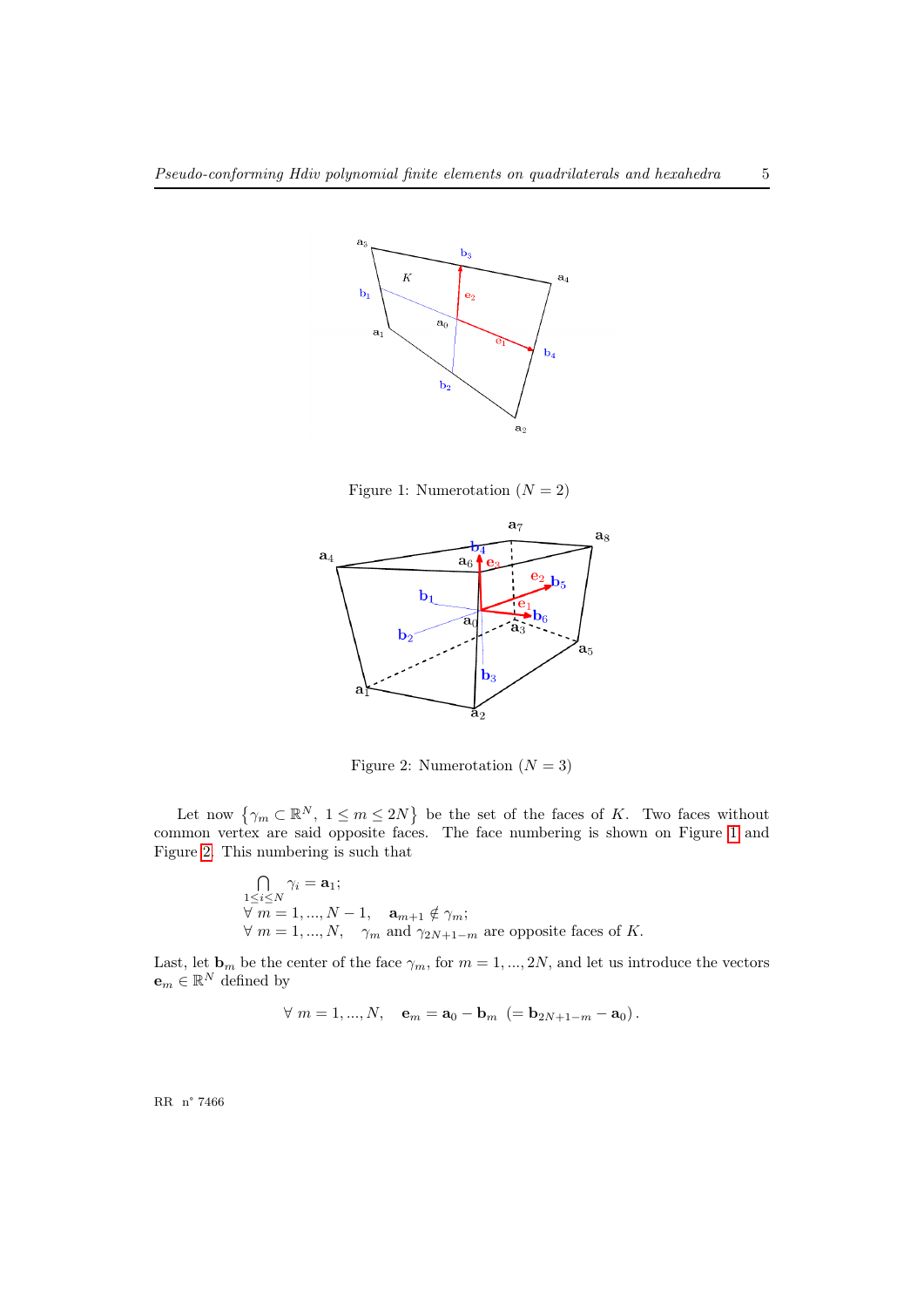Figure 1: Numerotation ($N = 2$)

Figure 2: Numerotation ($N = 3$)

Let now $\{\gamma_m \subset \mathbb{R}^N,\ 1 \leq m \leq 2N\}$ be the set of the faces of $K$. Two faces without common vertex are said opposite faces. The face numbering is shown on Figure 1 and Figure 2. This numbering is such that

$$
\begin{aligned}
&\bigcap_{1\leq i\leq N} \gamma_i = \mathbf{a}_1; \\
&\forall\ m = 1, ..., N-1, \quad \mathbf{a}_{m+1} \notin \gamma_m; \\
&\forall\ m = 1, ..., N, \quad \gamma_m \text{ and } \gamma_{2N+1-m} \text{ are opposite faces of } K.
\end{aligned}
$$

Last, let $\mathbf{b}_m$ be the center of the face $\gamma_m$, for $m = 1, ..., 2N$, and let us introduce the vectors $\mathbf{e}_m \in \mathbb{R}^N$ defined by

$$
\forall\ m = 1, ..., N, \quad \mathbf{e}_m = \mathbf{a}_0 - \mathbf{b}_m \ \left(= \mathbf{b}_{2N+1-m} - \mathbf{a}_0\right).
$$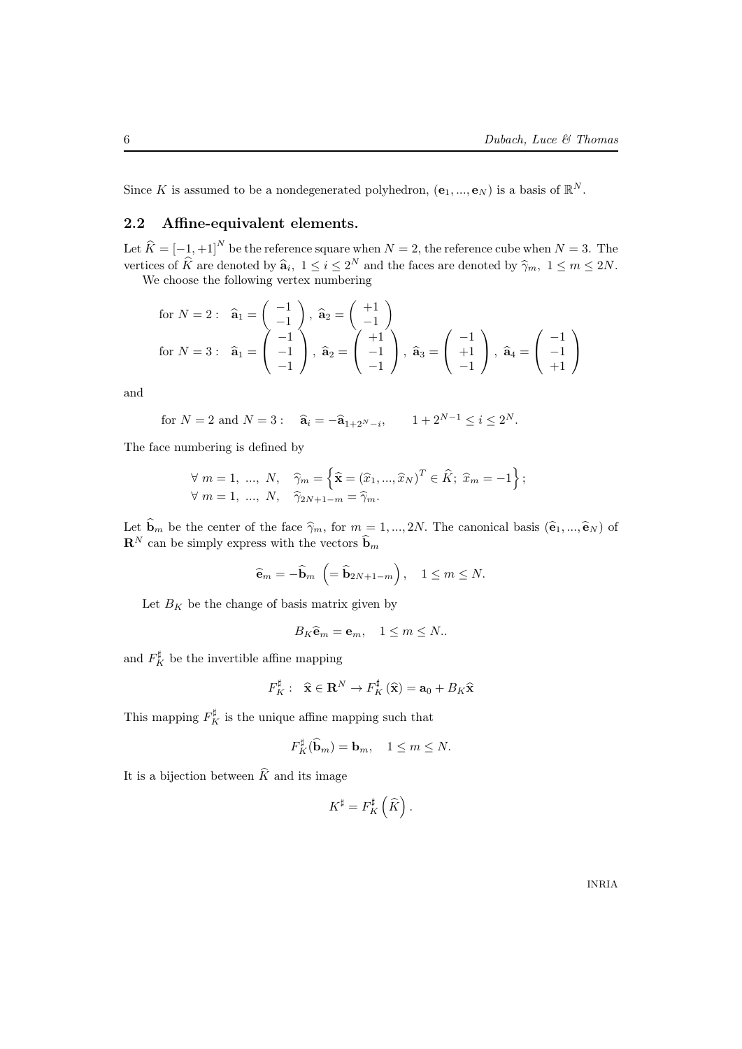Since $K$ is assumed to be a nondegenerated polyhedron, $(\mathbf{e}_1, ..., \mathbf{e}_N)$ is a basis of $\mathbb{R}^N$.

## 2.2 Affine-equivalent elements.

Let $\widehat{K} = [-1, +1]^N$ be the reference square when $N = 2$, the reference cube when $N = 3$. The vertices of $\widehat{K}$ are denoted by $\widehat{\mathbf{a}}_i$, $1 \leq i \leq 2^N$ and the faces are denoted by $\widehat{\gamma}_m$, $1 \leq m \leq 2N$.

We choose the following vertex numbering

$$
\begin{aligned}
&\text{for } N = 2: \quad \widehat{\mathbf{a}}_1 = \begin{pmatrix} -1 \\ -1 \end{pmatrix}, \ \widehat{\mathbf{a}}_2 = \begin{pmatrix} +1 \\ -1 \end{pmatrix} \\
&\text{for } N = 3: \quad \widehat{\mathbf{a}}_1 = \begin{pmatrix} -1 \\ -1 \\ -1 \end{pmatrix}, \ \widehat{\mathbf{a}}_2 = \begin{pmatrix} +1 \\ -1 \\ -1 \end{pmatrix}, \ \widehat{\mathbf{a}}_3 = \begin{pmatrix} -1 \\ +1 \\ -1 \end{pmatrix}, \ \widehat{\mathbf{a}}_4 = \begin{pmatrix} -1 \\ -1 \\ +1 \end{pmatrix}
\end{aligned}
$$

and

$$
\text{for } N = 2 \text{ and } N = 3: \quad \widehat{\mathbf{a}}_i = -\widehat{\mathbf{a}}_{1+2^N-i}, \qquad 1 + 2^{N-1} \leq i \leq 2^N.
$$

The face numbering is defined by

$$
\begin{aligned}
&\forall \ m = 1, \ ..., \ N, \quad \widehat{\gamma}_m = \left\{ \widehat{\mathbf{x}} = (\widehat{x}_1, ..., \widehat{x}_N)^T \in \widehat{K}; \ \widehat{x}_m = -1 \right\}; \\
&\forall \ m = 1, \ ..., \ N, \quad \widehat{\gamma}_{2N+1-m} = \widehat{\gamma}_m.
\end{aligned}
$$

Let $\widehat{\mathbf{b}}_m$ be the center of the face $\widehat{\gamma}_m$, for $m = 1, ..., 2N$. The canonical basis $(\widehat{\mathbf{e}}_1, ..., \widehat{\mathbf{e}}_N)$ of $\mathbf{R}^N$ can be simply express with the vectors $\widehat{\mathbf{b}}_m$

$$
\widehat{\mathbf{e}}_m = -\widehat{\mathbf{b}}_m \ \left( = \widehat{\mathbf{b}}_{2N+1-m} \right), \quad 1 \leq m \leq N.
$$

Let $B_K$ be the change of basis matrix given by

$$
B_K \widehat{\mathbf{e}}_m = \mathbf{e}_m, \quad 1 \leq m \leq N..
$$

and $F_K^\sharp$ be the invertible affine mapping

$$
F_K^\sharp : \quad \widehat{\mathbf{x}} \in \mathbf{R}^N \to F_K^\sharp \left( \widehat{\mathbf{x}} \right) = \mathbf{a}_0 + B_K \widehat{\mathbf{x}}
$$

This mapping $F_K^\sharp$ is the unique affine mapping such that

$$
F_K^\sharp(\widehat{\mathbf{b}}_m) = \mathbf{b}_m, \quad 1 \leq m \leq N.
$$

It is a bijection between $\widehat{K}$ and its image

$$
K^\sharp = F_K^\sharp \left( \widehat{K} \right).
$$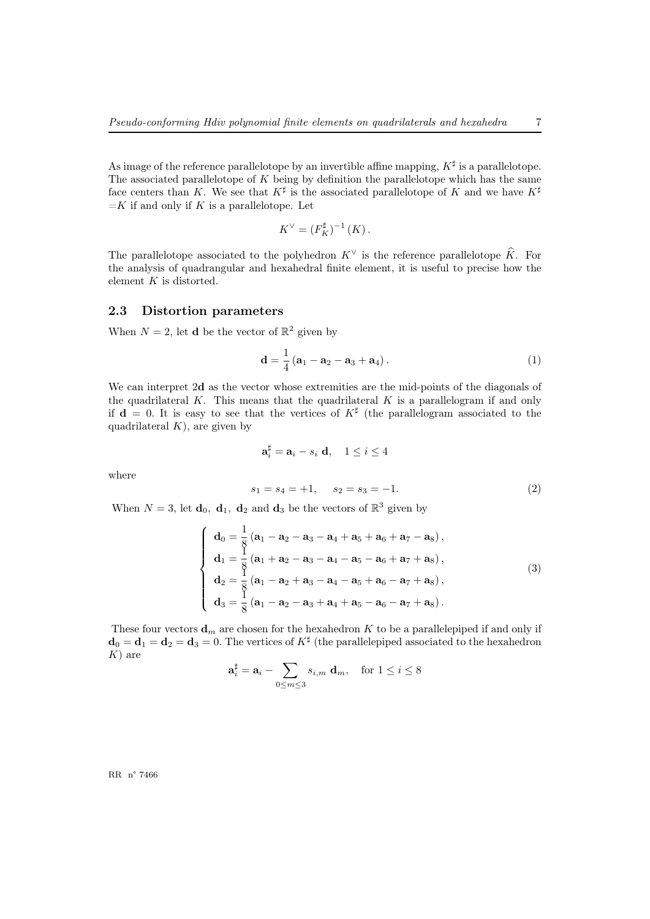As image of the reference parallelotope by an invertible affine mapping, $K^\sharp$ is a parallelotope. The associated parallelotope of $K$ being by definition the parallelotope which has the same face centers than $K$. We see that $K^\sharp$ is the associated parallelotope of $K$ and we have $K^\sharp$ $=K$ if and only if $K$ is a parallelotope. Let

$$K^\vee = (F_K^\sharp)^{-1}(K).$$

The parallelotope associated to the polyhedron $K^\vee$ is the reference parallelotope $\widehat{K}$. For the analysis of quadrangular and hexahedral finite element, it is useful to precise how the element $K$ is distorted.

## 2.3 Distortion parameters

When $N = 2$, let $\mathbf{d}$ be the vector of $\mathbb{R}^2$ given by

$$\mathbf{d} = \frac{1}{4}(\mathbf{a}_1 - \mathbf{a}_2 - \mathbf{a}_3 + \mathbf{a}_4). \tag{1}$$

We can interpret $2\mathbf{d}$ as the vector whose extremities are the mid-points of the diagonals of the quadrilateral $K$. This means that the quadrilateral $K$ is a parallelogram if and only if $\mathbf{d} = 0$. It is easy to see that the vertices of $K^\sharp$ (the parallelogram associated to the quadrilateral $K$), are given by

$$\mathbf{a}_i^\sharp = \mathbf{a}_i - s_i\ \mathbf{d}, \quad 1 \le i \le 4$$

where

$$s_1 = s_4 = +1, \qquad s_2 = s_3 = -1. \tag{2}$$

When $N = 3$, let $\mathbf{d}_0,\ \mathbf{d}_1,\ \mathbf{d}_2$ and $\mathbf{d}_3$ be the vectors of $\mathbb{R}^3$ given by

$$\begin{cases} \mathbf{d}_0 = \dfrac{1}{8}(\mathbf{a}_1 - \mathbf{a}_2 - \mathbf{a}_3 - \mathbf{a}_4 + \mathbf{a}_5 + \mathbf{a}_6 + \mathbf{a}_7 - \mathbf{a}_8), \\ \mathbf{d}_1 = \dfrac{1}{8}(\mathbf{a}_1 + \mathbf{a}_2 - \mathbf{a}_3 - \mathbf{a}_4 - \mathbf{a}_5 - \mathbf{a}_6 + \mathbf{a}_7 + \mathbf{a}_8), \\ \mathbf{d}_2 = \dfrac{1}{8}(\mathbf{a}_1 - \mathbf{a}_2 + \mathbf{a}_3 - \mathbf{a}_4 - \mathbf{a}_5 + \mathbf{a}_6 - \mathbf{a}_7 + \mathbf{a}_8), \\ \mathbf{d}_3 = \dfrac{1}{8}(\mathbf{a}_1 - \mathbf{a}_2 - \mathbf{a}_3 + \mathbf{a}_4 + \mathbf{a}_5 - \mathbf{a}_6 - \mathbf{a}_7 + \mathbf{a}_8). \end{cases} \tag{3}$$

These four vectors $\mathbf{d}_m$ are chosen for the hexahedron $K$ to be a parallelepiped if and only if $\mathbf{d}_0 = \mathbf{d}_1 = \mathbf{d}_2 = \mathbf{d}_3 = 0$. The vertices of $K^\sharp$ (the parallelepiped associated to the hexahedron $K$) are

$$\mathbf{a}_i^\sharp = \mathbf{a}_i - \sum_{0 \le m \le 3} s_{i,m}\ \mathbf{d}_m, \quad \text{for } 1 \le i \le 8$$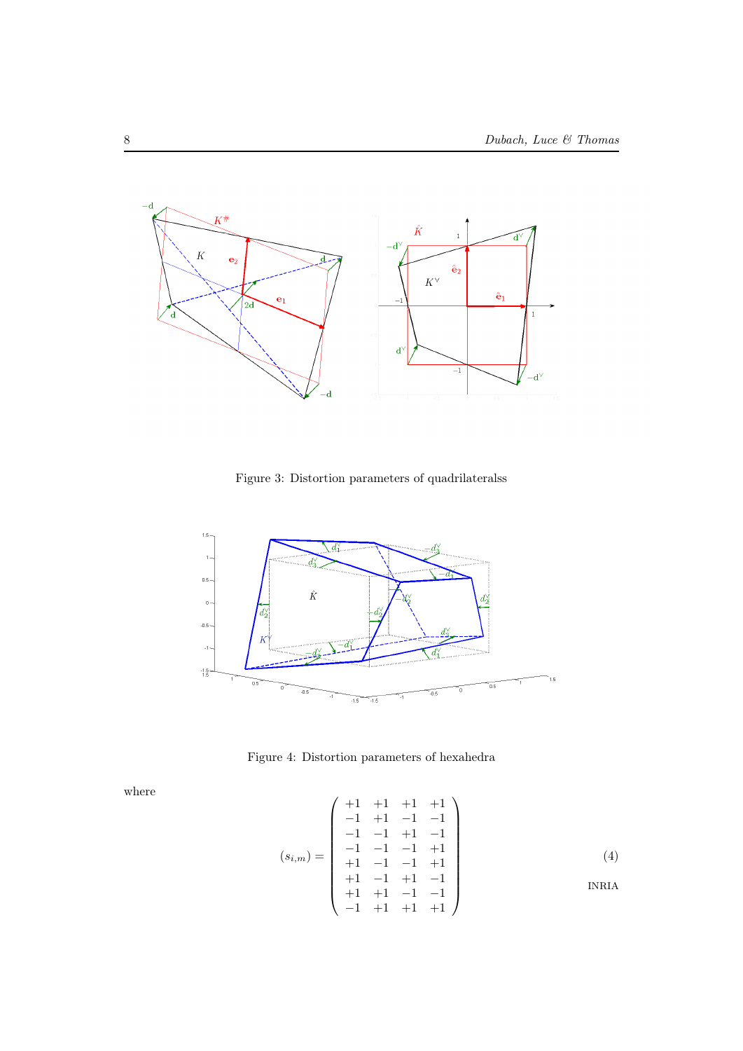Figure 3: Distortion parameters of quadrilateralss

Figure 4: Distortion parameters of hexahedra

where

$$
(s_{i,m}) = \begin{pmatrix}
+1 & +1 & +1 & +1 \\
-1 & +1 & -1 & -1 \\
-1 & -1 & +1 & -1 \\
-1 & -1 & -1 & +1 \\
+1 & -1 & -1 & +1 \\
+1 & -1 & +1 & -1 \\
+1 & +1 & -1 & -1 \\
-1 & +1 & +1 & +1
\end{pmatrix} \tag{4}
$$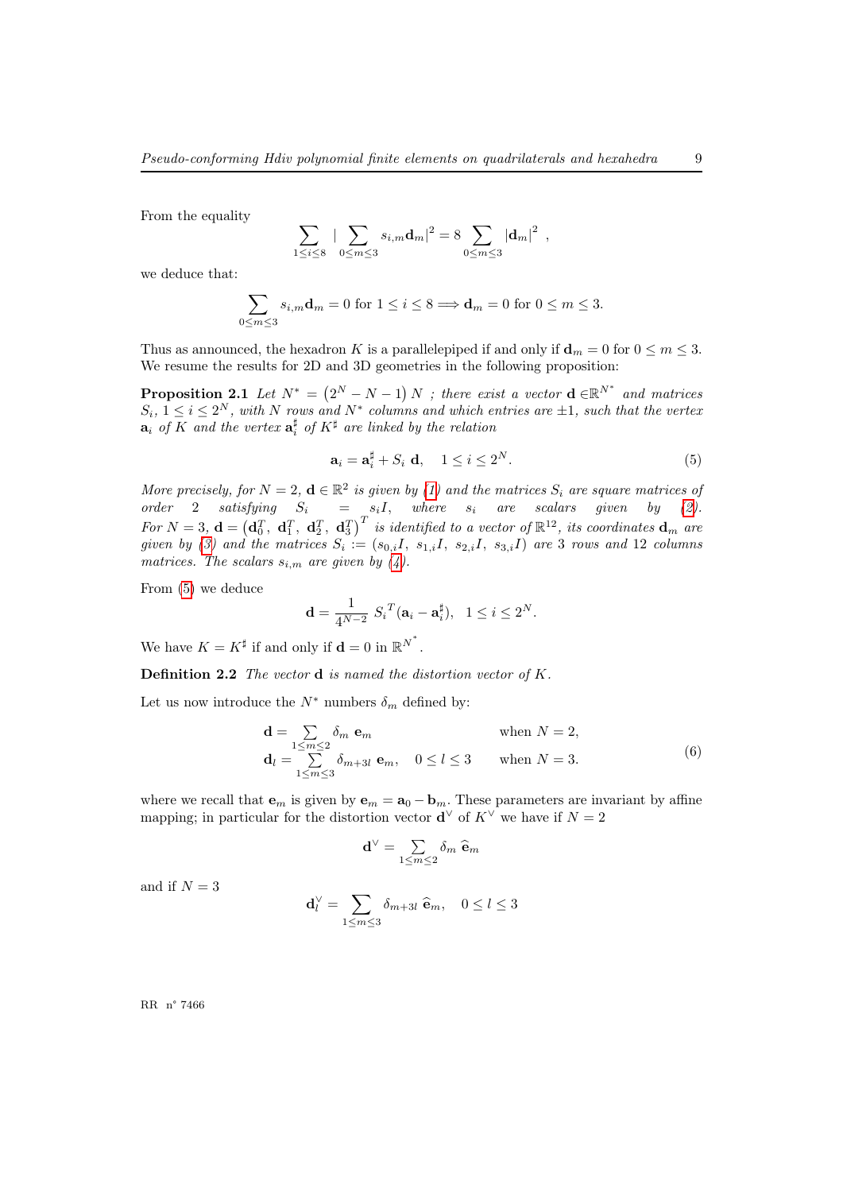From the equality

$$\sum_{1\le i\le 8} \Big|\sum_{0\le m\le 3} s_{i,m}\mathbf{d}_m\Big|^2 = 8 \sum_{0\le m\le 3} |\mathbf{d}_m|^2 \ ,$$

we deduce that:

$$\sum_{0\le m\le 3} s_{i,m}\mathbf{d}_m = 0 \text{ for } 1\le i\le 8 \Longrightarrow \mathbf{d}_m = 0 \text{ for } 0\le m\le 3.$$

Thus as announced, the hexadron $K$ is a parallelepiped if and only if $\mathbf{d}_m = 0$ for $0 \le m \le 3$. We resume the results for 2D and 3D geometries in the following proposition:

**Proposition 2.1** *Let $N^* = \left(2^N - N - 1\right) N$ ; there exist a vector $\mathbf{d} \in \mathbb{R}^{N^*}$ and matrices $S_i$, $1 \le i \le 2^N$, with $N$ rows and $N^*$ columns and which entries are $\pm 1$, such that the vertex $\mathbf{a}_i$ of $K$ and the vertex $\mathbf{a}_i^\sharp$ of $K^\sharp$ are linked by the relation*

$$\mathbf{a}_i = \mathbf{a}_i^\sharp + S_i\ \mathbf{d}, \quad 1 \le i \le 2^N. \tag{5}$$

*More precisely, for $N = 2$, $\mathbf{d} \in \mathbb{R}^2$ is given by (1) and the matrices $S_i$ are square matrices of order 2 satisfying $S_i = s_i I$, where $s_i$ are scalars given by (2). For $N = 3$, $\mathbf{d} = \left(\mathbf{d}_0^T,\ \mathbf{d}_1^T,\ \mathbf{d}_2^T,\ \mathbf{d}_3^T\right)^T$ is identified to a vector of $\mathbb{R}^{12}$, its coordinates $\mathbf{d}_m$ are given by (3) and the matrices $S_i := (s_{0,i}I,\ s_{1,i}I,\ s_{2,i}I,\ s_{3,i}I)$ are 3 rows and 12 columns matrices. The scalars $s_{i,m}$ are given by (4).*

From (5) we deduce

$$\mathbf{d} = \frac{1}{4^{N-2}}\ {S_i}^T(\mathbf{a}_i - \mathbf{a}_i^\sharp), \ \ 1 \le i \le 2^N.$$

We have $K = K^\sharp$ if and only if $\mathbf{d} = 0$ in $\mathbb{R}^{N^*}$.

**Definition 2.2** *The vector $\mathbf{d}$ is named the distortion vector of $K$.*

Let us now introduce the $N^*$ numbers $\delta_m$ defined by:

$$\begin{aligned}
\mathbf{d} &= \sum_{1\le m\le 2} \delta_m\ \mathbf{e}_m & &\text{when } N = 2,\\
\mathbf{d}_l &= \sum_{1\le m\le 3} \delta_{m+3l}\ \mathbf{e}_m, \quad 0\le l\le 3 & &\text{when } N = 3.
\end{aligned} \tag{6}$$

where we recall that $\mathbf{e}_m$ is given by $\mathbf{e}_m = \mathbf{a}_0 - \mathbf{b}_m$. These parameters are invariant by affine mapping; in particular for the distortion vector $\mathbf{d}^\vee$ of $K^\vee$ we have if $N = 2$

$$\mathbf{d}^\vee = \sum_{1\le m\le 2} \delta_m\ \widehat{\mathbf{e}}_m$$

and if $N = 3$

$$\mathbf{d}_l^\vee = \sum_{1\le m\le 3} \delta_{m+3l}\ \widehat{\mathbf{e}}_m, \quad 0\le l\le 3$$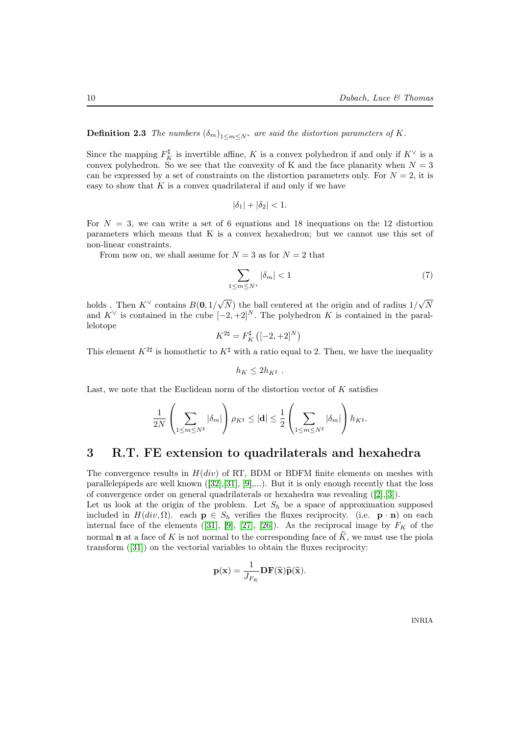**Definition 2.3** *The numbers $(\delta_m)_{1\leq m\leq N^*}$ are said the distortion parameters of $K$.*

Since the mapping $F_K^\sharp$ is invertible affine, $K$ is a convex polyhedron if and only if $K^\vee$ is a convex polyhedron. So we see that the convexity of K and the face planarity when $N = 3$ can be expressed by a set of constraints on the distortion parameters only. For $N = 2$, it is easy to show that $K$ is a convex quadrilateral if and only if we have

$$|\delta_1| + |\delta_2| < 1.$$

For $N = 3$, we can write a set of 6 equations and 18 inequations on the 12 distortion parameters which means that K is a convex hexahedron; but we cannot use this set of non-linear constraints.

From now on, we shall assume for $N = 3$ as for $N = 2$ that

$$\sum_{1\leq m\leq N^*} |\delta_m| < 1 \tag{7}$$

holds . Then $K^\vee$ contains $B(\mathbf{0}, 1/\sqrt{N})$ the ball centered at the origin and of radius $1/\sqrt{N}$ and $K^\vee$ is contained in the cube $[-2, +2]^N$. The polyhedron $K$ is contained in the parallelotope

$$K^{2\sharp} = F_K^\sharp\left([-2, +2]^N\right)$$

This element $K^{2\sharp}$ is homothetic to $K^\sharp$ with a ratio equal to 2. Then, we have the inequality

$$h_K \leq 2h_{K^\sharp}\ .$$

Last, we note that the Euclidean norm of the distortion vector of $K$ satisfies

$$\frac{1}{2N}\left(\sum_{1\leq m\leq N^\sharp} |\delta_m|\right)\rho_{K^\sharp} \leq |\mathbf{d}| \leq \frac{1}{2}\left(\sum_{1\leq m\leq N^\sharp} |\delta_m|\right)h_{K^\sharp}.$$

# 3 R.T. FE extension to quadrilaterals and hexahedra

The convergence results in $H(div)$ of RT, BDM or BDFM finite elements on meshes with parallelepipeds are well known ([32],[31], [9],...). But it is only enough recently that the loss of convergence order on general quadrilaterals or hexahedra was revealing ([2],[3]).

Let us look at the origin of the problem. Let $S_h$ be a space of approximation supposed included in $H(div, \Omega)$. each $\mathbf{p} \in S_h$ verifies the fluxes reciprocity. (i.e. $\mathbf{p}\cdot\mathbf{n}$) on each internal face of the elements ([31], [9], [27], [26]). As the reciprocal image by $F_K$ of the normal $\mathbf{n}$ at a face of $K$ is not normal to the corresponding face of $\widehat{K}$, we must use the piola transform ([31]) on the vectorial variables to obtain the fluxes reciprocity:

$$\mathbf{p}(\mathbf{x}) = \frac{1}{J_{F_K}}\mathbf{DF}(\widehat{\mathbf{x}})\widehat{\mathbf{p}}(\widehat{\mathbf{x}}).$$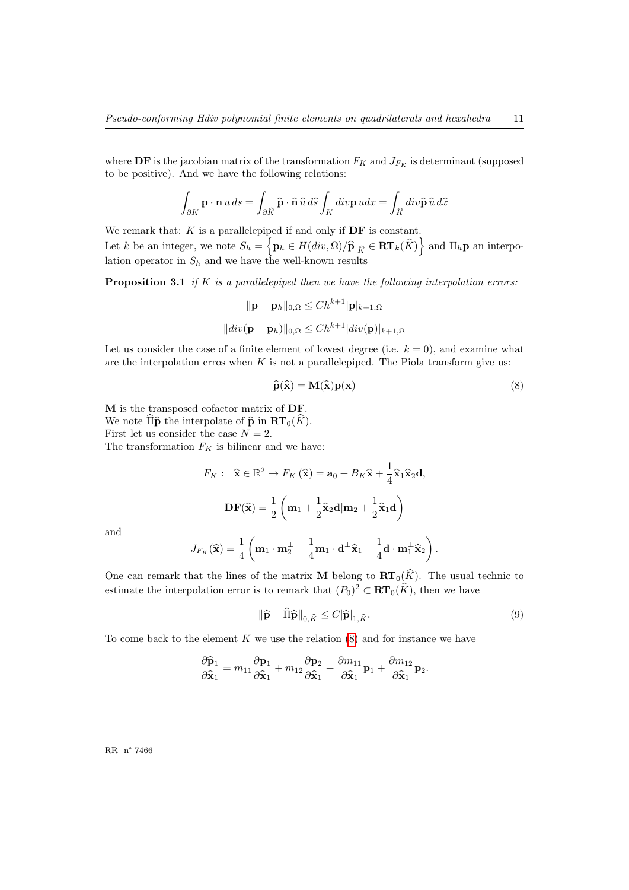where $\mathbf{DF}$ is the jacobian matrix of the transformation $F_K$ and $J_{F_K}$ is determinant (supposed to be positive). And we have the following relations:

$$\int_{\partial K} \mathbf{p} \cdot \mathbf{n}\, u\, ds = \int_{\partial \widehat{K}} \widehat{\mathbf{p}} \cdot \widehat{\mathbf{n}}\, \widehat{u}\, d\widehat{s} \int_K div\mathbf{p}\, u dx = \int_{\widehat{K}} div\widehat{\mathbf{p}}\, \widehat{u}\, d\widehat{x}$$

We remark that: $K$ is a parallelepiped if and only if $\mathbf{DF}$ is constant.
Let $k$ be an integer, we note $S_h = \left\{ \mathbf{p}_h \in H(div, \Omega)/\widehat{\mathbf{p}}|_{\widehat{K}} \in \mathbf{RT}_k(\widehat{K}) \right\}$ and $\Pi_h \mathbf{p}$ an interpolation operator in $S_h$ and we have the well-known results

**Proposition 3.1** *if $K$ is a parallelepiped then we have the following interpolation errors:*

$$\|\mathbf{p} - \mathbf{p}_h\|_{0,\Omega} \leq Ch^{k+1} |\mathbf{p}|_{k+1,\Omega}$$

$$\|div(\mathbf{p} - \mathbf{p}_h)\|_{0,\Omega} \leq Ch^{k+1} |div(\mathbf{p})|_{k+1,\Omega}$$

Let us consider the case of a finite element of lowest degree (i.e. $k = 0$), and examine what are the interpolation erros when $K$ is not a parallelepiped. The Piola transform give us:

$$\widehat{\mathbf{p}}(\widehat{\mathbf{x}}) = \mathbf{M}(\widehat{\mathbf{x}})\mathbf{p}(\mathbf{x}) \tag{8}$$

$\mathbf{M}$ is the transposed cofactor matrix of $\mathbf{DF}$.
We note $\widehat{\Pi}\widehat{\mathbf{p}}$ the interpolate of $\widehat{\mathbf{p}}$ in $\mathbf{RT}_0(\widehat{K})$.
First let us consider the case $N = 2$.
The transformation $F_K$ is bilinear and we have:

$$F_K: \quad \widehat{\mathbf{x}} \in \mathbb{R}^2 \to F_K(\widehat{\mathbf{x}}) = \mathbf{a}_0 + B_K \widehat{\mathbf{x}} + \frac{1}{4} \widehat{\mathbf{x}}_1 \widehat{\mathbf{x}}_2 \mathbf{d},$$

$$\mathbf{DF}(\widehat{\mathbf{x}}) = \frac{1}{2} \left( \mathbf{m}_1 + \frac{1}{2} \widehat{\mathbf{x}}_2 \mathbf{d} | \mathbf{m}_2 + \frac{1}{2} \widehat{\mathbf{x}}_1 \mathbf{d} \right)$$

and

$$J_{F_K}(\widehat{\mathbf{x}}) = \frac{1}{4} \left( \mathbf{m}_1 \cdot \mathbf{m}_2^\perp + \frac{1}{4} \mathbf{m}_1 \cdot \mathbf{d}^\perp \widehat{\mathbf{x}}_1 + \frac{1}{4} \mathbf{d} \cdot \mathbf{m}_1^\perp \widehat{\mathbf{x}}_2 \right).$$

One can remark that the lines of the matrix $\mathbf{M}$ belong to $\mathbf{RT}_0(\widehat{K})$. The usual technic to estimate the interpolation error is to remark that $(P_0)^2 \subset \mathbf{RT}_0(\widehat{K})$, then we have

$$\|\widehat{\mathbf{p}} - \widehat{\Pi}\widehat{\mathbf{p}}\|_{0,\widehat{K}} \leq C |\widehat{\mathbf{p}}|_{1,\widehat{K}}. \tag{9}$$

To come back to the element $K$ we use the relation (8) and for instance we have

$$\frac{\partial \widehat{\mathbf{p}}_1}{\partial \widehat{\mathbf{x}}_1} = m_{11} \frac{\partial \mathbf{p}_1}{\partial \widehat{\mathbf{x}}_1} + m_{12} \frac{\partial \mathbf{p}_2}{\partial \widehat{\mathbf{x}}_1} + \frac{\partial m_{11}}{\partial \widehat{\mathbf{x}}_1} \mathbf{p}_1 + \frac{\partial m_{12}}{\partial \widehat{\mathbf{x}}_1} \mathbf{p}_2.$$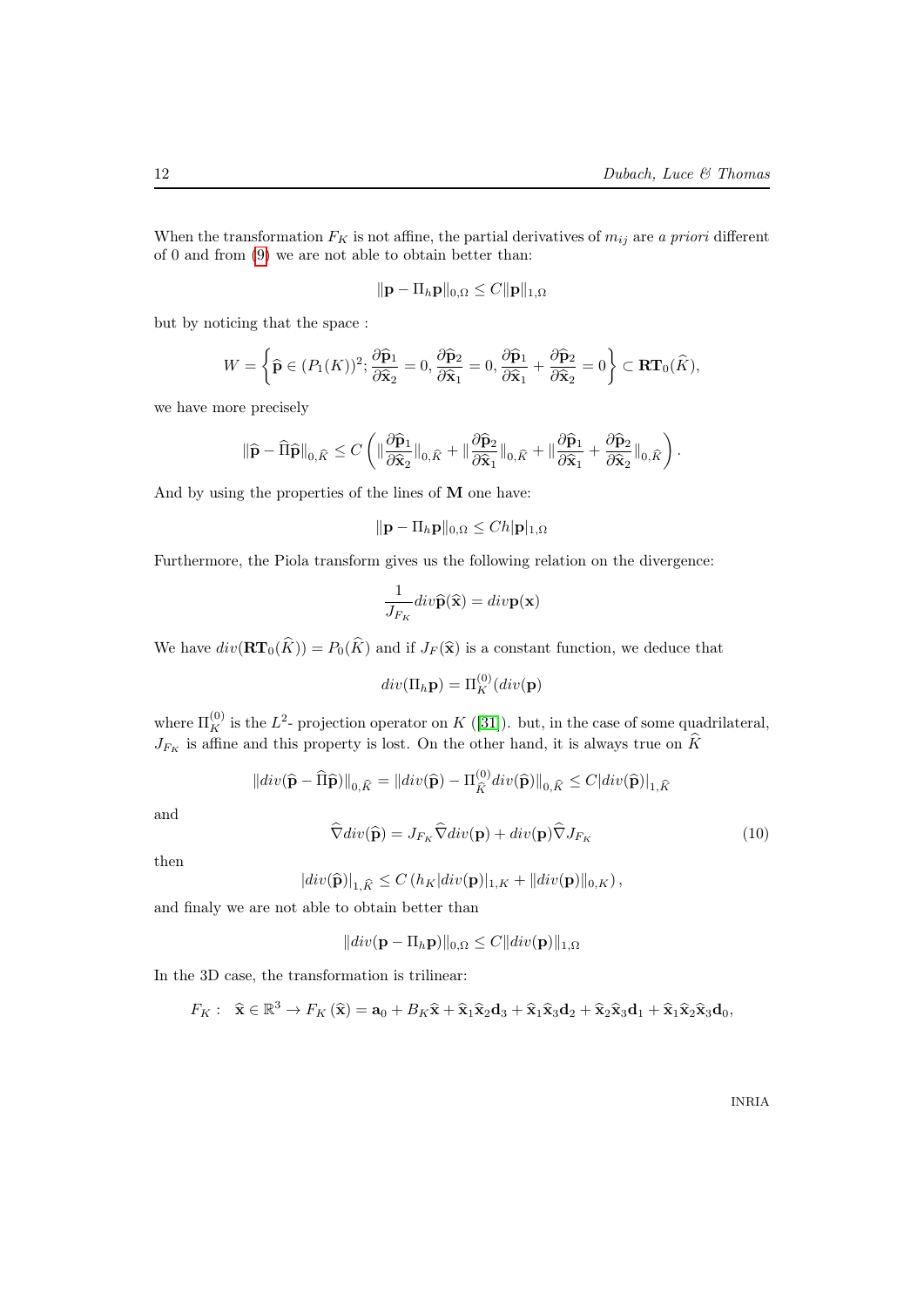When the transformation $F_K$ is not affine, the partial derivatives of $m_{ij}$ are *a priori* different of 0 and from (9) we are not able to obtain better than:

$$\|\mathbf{p} - \Pi_h \mathbf{p}\|_{0,\Omega} \leq C \|\mathbf{p}\|_{1,\Omega}$$

but by noticing that the space :

$$W = \left\{ \widehat{\mathbf{p}} \in (P_1(K))^2; \frac{\partial \widehat{\mathbf{p}}_1}{\partial \widehat{\mathbf{x}}_2} = 0, \frac{\partial \widehat{\mathbf{p}}_2}{\partial \widehat{\mathbf{x}}_1} = 0, \frac{\partial \widehat{\mathbf{p}}_1}{\partial \widehat{\mathbf{x}}_1} + \frac{\partial \widehat{\mathbf{p}}_2}{\partial \widehat{\mathbf{x}}_2} = 0 \right\} \subset \mathbf{RT}_0(\widehat{K}),$$

we have more precisely

$$\|\widehat{\mathbf{p}} - \widehat{\Pi}\widehat{\mathbf{p}}\|_{0,\widehat{K}} \leq C \left( \|\frac{\partial \widehat{\mathbf{p}}_1}{\partial \widehat{\mathbf{x}}_2}\|_{0,\widehat{K}} + \|\frac{\partial \widehat{\mathbf{p}}_2}{\partial \widehat{\mathbf{x}}_1}\|_{0,\widehat{K}} + \|\frac{\partial \widehat{\mathbf{p}}_1}{\partial \widehat{\mathbf{x}}_1} + \frac{\partial \widehat{\mathbf{p}}_2}{\partial \widehat{\mathbf{x}}_2}\|_{0,\widehat{K}} \right).$$

And by using the properties of the lines of $\mathbf{M}$ one have:

$$\|\mathbf{p} - \Pi_h \mathbf{p}\|_{0,\Omega} \leq Ch|\mathbf{p}|_{1,\Omega}$$

Furthermore, the Piola transform gives us the following relation on the divergence:

$$\frac{1}{J_{F_K}} div \widehat{\mathbf{p}}(\widehat{\mathbf{x}}) = div \mathbf{p}(\mathbf{x})$$

We have $div(\mathbf{RT}_0(\widehat{K})) = P_0(\widehat{K})$ and if $J_F(\widehat{\mathbf{x}})$ is a constant function, we deduce that

$$div(\Pi_h \mathbf{p}) = \Pi_K^{(0)}(div(\mathbf{p})$$

where $\Pi_K^{(0)}$ is the $L^2$- projection operator on $K$ ([31]). but, in the case of some quadrilateral, $J_{F_K}$ is affine and this property is lost. On the other hand, it is always true on $\widehat{K}$

$$\|div(\widehat{\mathbf{p}} - \widehat{\Pi}\widehat{\mathbf{p}})\|_{0,\widehat{K}} = \|div(\widehat{\mathbf{p}}) - \Pi_{\widehat{K}}^{(0)} div(\widehat{\mathbf{p}})\|_{0,\widehat{K}} \leq C|div(\widehat{\mathbf{p}})|_{1,\widehat{K}}$$

and

$$\widehat{\nabla} div(\widehat{\mathbf{p}}) = J_{F_K} \widehat{\nabla} div(\mathbf{p}) + div(\mathbf{p}) \widehat{\nabla} J_{F_K} \tag{10}$$

then

$$|div(\widehat{\mathbf{p}})|_{1,\widehat{K}} \leq C \left( h_K |div(\mathbf{p})|_{1,K} + \|div(\mathbf{p})\|_{0,K} \right),$$

and finaly we are not able to obtain better than

$$\|div(\mathbf{p} - \Pi_h \mathbf{p})\|_{0,\Omega} \leq C \|div(\mathbf{p})\|_{1,\Omega}$$

In the 3D case, the transformation is trilinear:

$$F_K : \quad \widehat{\mathbf{x}} \in \mathbb{R}^3 \rightarrow F_K(\widehat{\mathbf{x}}) = \mathbf{a}_0 + B_K \widehat{\mathbf{x}} + \widehat{\mathbf{x}}_1 \widehat{\mathbf{x}}_2 \mathbf{d}_3 + \widehat{\mathbf{x}}_1 \widehat{\mathbf{x}}_3 \mathbf{d}_2 + \widehat{\mathbf{x}}_2 \widehat{\mathbf{x}}_3 \mathbf{d}_1 + \widehat{\mathbf{x}}_1 \widehat{\mathbf{x}}_2 \widehat{\mathbf{x}}_3 \mathbf{d}_0,$$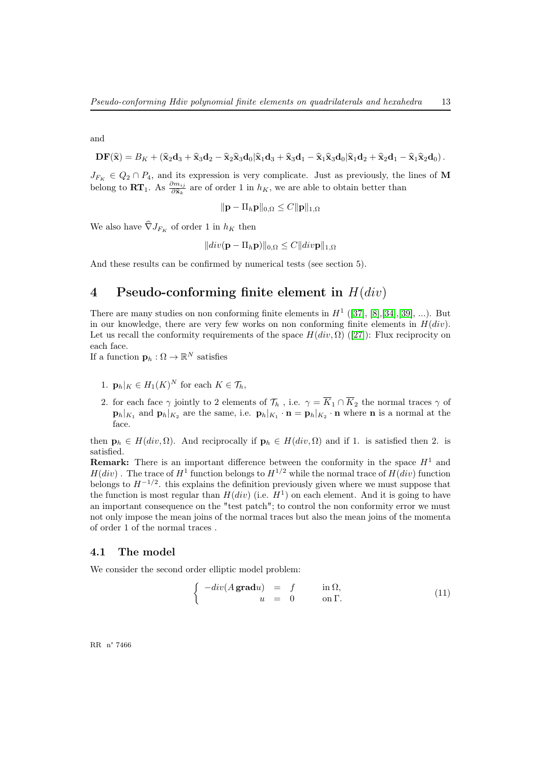and

$$\mathbf{DF}(\widehat{\mathbf{x}}) = B_K + (\widehat{\mathbf{x}}_2\mathbf{d}_3 + \widehat{\mathbf{x}}_3\mathbf{d}_2 - \widehat{\mathbf{x}}_2\widehat{\mathbf{x}}_3\mathbf{d}_0|\widehat{\mathbf{x}}_1\mathbf{d}_3 + \widehat{\mathbf{x}}_3\mathbf{d}_1 - \widehat{\mathbf{x}}_1\widehat{\mathbf{x}}_3\mathbf{d}_0|\widehat{\mathbf{x}}_1\mathbf{d}_2 + \widehat{\mathbf{x}}_2\mathbf{d}_1 - \widehat{\mathbf{x}}_1\widehat{\mathbf{x}}_2\mathbf{d}_0).$$

$J_{F_K} \in Q_2 \cap P_4$, and its expression is very complicate. Just as previously, the lines of $\mathbf{M}$ belong to $\mathbf{RT}_1$. As $\frac{\partial m_{ij}}{\partial \widehat{\mathbf{x}}_k}$ are of order 1 in $h_K$, we are able to obtain better than

$$\|\mathbf{p} - \Pi_h \mathbf{p}\|_{0,\Omega} \leq C\|\mathbf{p}\|_{1,\Omega}$$

We also have $\widehat{\nabla} J_{F_K}$ of order 1 in $h_K$ then

$$\|div(\mathbf{p} - \Pi_h \mathbf{p})\|_{0,\Omega} \leq C\|div\mathbf{p}\|_{1,\Omega}$$

And these results can be confirmed by numerical tests (see section 5).

# 4 Pseudo-conforming finite element in $H(div)$

There are many studies on non conforming finite elements in $H^1$ ([37], [8],[34],[39], ...). But in our knowledge, there are very few works on non conforming finite elements in $H(div)$. Let us recall the conformity requirements of the space $H(div, \Omega)$ ([27]): Flux reciprocity on each face.

If a function $\mathbf{p}_h : \Omega \to \mathbb{R}^N$ satisfies

1. $\mathbf{p}_h|_K \in H_1(K)^N$ for each $K \in \mathcal{T}_h$,
2. for each face $\gamma$ jointly to 2 elements of $\mathcal{T}_h$ , i.e. $\gamma = \overline{K}_1 \cap \overline{K}_2$ the normal traces $\gamma$ of $\mathbf{p}_h|_{K_1}$ and $\mathbf{p}_h|_{K_2}$ are the same, i.e. $\mathbf{p}_h|_{K_1} \cdot \mathbf{n} = \mathbf{p}_h|_{K_2} \cdot \mathbf{n}$ where $\mathbf{n}$ is a normal at the face.

then $\mathbf{p}_h \in H(div, \Omega)$. And reciprocally if $\mathbf{p}_h \in H(div, \Omega)$ and if 1. is satisfied then 2. is satisfied.

**Remark:** There is an important difference between the conformity in the space $H^1$ and $H(div)$ . The trace of $H^1$ function belongs to $H^{1/2}$ while the normal trace of $H(div)$ function belongs to $H^{-1/2}$. this explains the definition previously given where we must suppose that the function is most regular than $H(div)$ (i.e. $H^1$) on each element. And it is going to have an important consequence on the "test patch"; to control the non conformity error we must not only impose the mean joins of the normal traces but also the mean joins of the momenta of order 1 of the normal traces .

## 4.1 The model

We consider the second order elliptic model problem:

$$\begin{cases} -div(A\,\mathbf{grad}u) &= f \quad \text{in } \Omega, \\ u &= 0 \quad \text{on } \Gamma. \end{cases} \tag{11}$$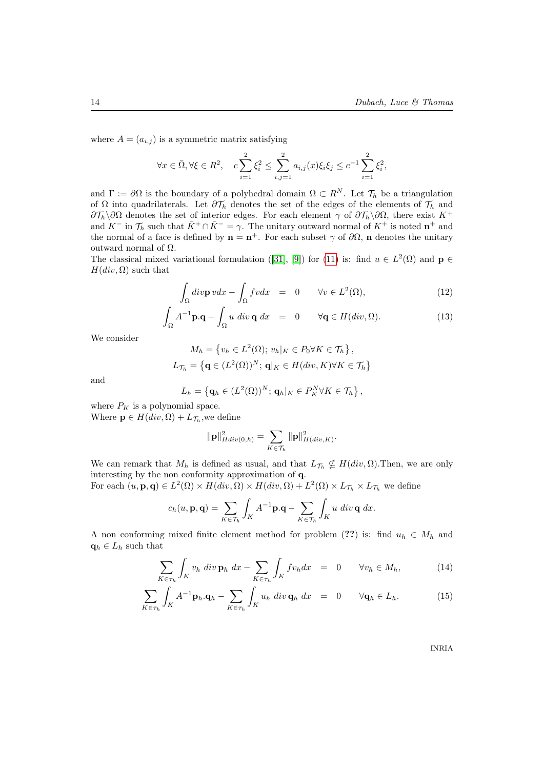where $A = (a_{i,j})$ is a symmetric matrix satisfying

$$\forall x \in \bar{\Omega}, \forall \xi \in R^2, \quad c\sum_{i=1}^{2} \xi_i^2 \leq \sum_{i,j=1}^{2} a_{i,j}(x)\xi_i\xi_j \leq c^{-1}\sum_{i=1}^{2} \xi_i^2,$$

and $\Gamma := \partial\Omega$ is the boundary of a polyhedral domain $\Omega \subset R^N$. Let $\mathcal{T}_h$ be a triangulation of $\Omega$ into quadrilaterals. Let $\partial\mathcal{T}_h$ denotes the set of the edges of the elements of $\mathcal{T}_h$ and $\partial\mathcal{T}_h\backslash\partial\Omega$ denotes the set of interior edges. For each element $\gamma$ of $\partial\mathcal{T}_h\backslash\partial\Omega$, there exist $K^+$ and $K^-$ in $\mathcal{T}_h$ such that $\bar{K}^+ \cap \bar{K}^- = \gamma$. The unitary outward normal of $K^+$ is noted $\mathbf{n}^+$ and the normal of a face is defined by $\mathbf{n} = \mathbf{n}^+$. For each subset $\gamma$ of $\partial\Omega$, $\mathbf{n}$ denotes the unitary outward normal of $\Omega$.
The classical mixed variational formulation ([31], [9]) for (11) is: find $u \in L^2(\Omega)$ and $\mathbf{p} \in H(div, \Omega)$ such that

$$\int_\Omega div\mathbf{p}\, v dx - \int_\Omega f v dx \;=\; 0 \qquad \forall v \in L^2(\Omega), \tag{12}$$

$$\int_\Omega A^{-1}\mathbf{p}.\mathbf{q} - \int_\Omega u \; div\,\mathbf{q}\; dx \;=\; 0 \qquad \forall \mathbf{q} \in H(div, \Omega). \tag{13}$$

We consider

$$M_h = \left\{ v_h \in L^2(\Omega);\; v_h|_K \in P_0 \forall K \in \mathcal{T}_h \right\},$$

$$L_{\mathcal{T}_h} = \left\{ \mathbf{q} \in (L^2(\Omega))^N;\; \mathbf{q}|_K \in H(div, K) \forall K \in \mathcal{T}_h \right\}$$

and

$$L_h = \left\{ \mathbf{q}_h \in (L^2(\Omega))^N;\; \mathbf{q}_h|_K \in P_K^N \forall K \in \mathcal{T}_h \right\},$$

where $P_K$ is a polynomial space.
Where $\mathbf{p} \in H(div, \Omega) + L_{\mathcal{T}_h}$,we define

$$\|\mathbf{p}\|^2_{Hdiv(0,h)} = \sum_{K \in \mathcal{T}_h} \|\mathbf{p}\|^2_{H(div,K)}.$$

We can remark that $M_h$ is defined as usual, and that $L_{\mathcal{T}_h} \nsubseteq H(div, \Omega)$.Then, we are only interesting by the non conformity approximation of $\mathbf{q}$.
For each $(u, \mathbf{p}, \mathbf{q}) \in L^2(\Omega) \times H(div, \Omega) \times H(div, \Omega) + L^2(\Omega) \times L_{\mathcal{T}_h} \times L_{\mathcal{T}_h}$ we define

$$c_h(u, \mathbf{p}, \mathbf{q}) = \sum_{K \in \mathcal{T}_h} \int_K A^{-1}\mathbf{p}.\mathbf{q} - \sum_{K \in \mathcal{T}_h} \int_K u \; div\,\mathbf{q}\; dx.$$

A non conforming mixed finite element method for problem (**??**) is: find $u_h \in M_h$ and $\mathbf{q}_h \in L_h$ such that

$$\sum_{K \in \tau_h} \int_K v_h \; div\,\mathbf{p}_h \; dx - \sum_{K \in \tau_h} \int_K f v_h dx \;=\; 0 \qquad \forall v_h \in M_h, \tag{14}$$

$$\sum_{K \in \tau_h} \int_K A^{-1}\mathbf{p}_h.\mathbf{q}_h - \sum_{K \in \tau_h} \int_K u_h \; div\,\mathbf{q}_h \; dx \;=\; 0 \qquad \forall \mathbf{q}_h \in L_h. \tag{15}$$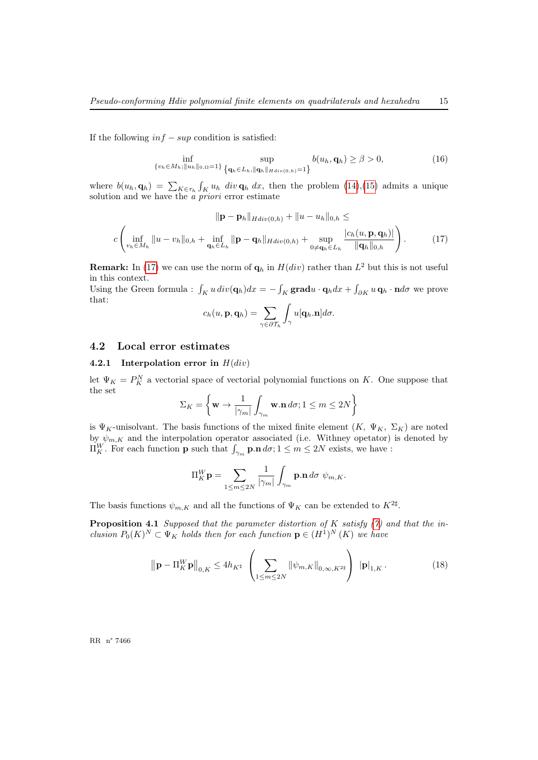If the following $inf - sup$ condition is satisfied:

$$\inf_{\{v_h \in M_h; \|u_h\|_{0,\Omega}=1\}} \sup_{\{\mathbf{q}_h \in L_h, \|\mathbf{q}_h\|_{Hdiv(0,h)}=1\}} b(u_h, \mathbf{q}_h) \geq \beta > 0, \tag{16}$$

where $b(u_h, \mathbf{q}_h) = \sum_{K \in \tau_h} \int_K u_h \; div \, \mathbf{q}_h \; dx$, then the problem (14),(15) admits a unique solution and we have the *a priori* error estimate

$$\|\mathbf{p} - \mathbf{p}_h\|_{Hdiv(0,h)} + \|u - u_h\|_{0,h} \leq$$
$$c \left( \inf_{v_h \in M_h} \|u - v_h\|_{0,h} + \inf_{\mathbf{q}_h \in L_h} \|\mathbf{p} - \mathbf{q}_h\|_{Hdiv(0,h)} + \sup_{0 \neq \mathbf{q}_h \in L_h} \frac{|c_h(u, \mathbf{p}, \mathbf{q}_h)|}{\|\mathbf{q}_h\|_{0,h}} \right). \tag{17}$$

**Remark:** In (17) we can use the norm of $\mathbf{q}_h$ in $H(div)$ rather than $L^2$ but this is not useful in this context.
Using the Green formula : $\int_K u \, div(\mathbf{q}_h) dx = - \int_K \mathbf{grad} u \cdot \mathbf{q}_h dx + \int_{\partial K} u \, \mathbf{q}_h \cdot \mathbf{n} d\sigma$ we prove that:

$$c_h(u, \mathbf{p}, \mathbf{q}_h) = \sum_{\gamma \in \partial \mathcal{T}_h} \int_\gamma u [\mathbf{q}_h . \mathbf{n}] d\sigma.$$

## 4.2 Local error estimates

### 4.2.1 Interpolation error in $H(div)$

let $\Psi_K = P_K^N$ a vectorial space of vectorial polynomial functions on $K$. One suppose that the set

$$\Sigma_K = \left\{ \mathbf{w} \to \frac{1}{|\gamma_m|} \int_{\gamma_m} \mathbf{w}.\mathbf{n} \, d\sigma; 1 \leq m \leq 2N \right\}$$

is $\Psi_K$-unisolvant. The basis functions of the mixed finite element ($K$, $\Psi_K$, $\Sigma_K$) are noted by $\psi_{m,K}$ and the interpolation operator associated (i.e. Withney opetator) is denoted by $\Pi_K^W$. For each function $\mathbf{p}$ such that $\int_{\gamma_m} \mathbf{p}.\mathbf{n} \, d\sigma; 1 \leq m \leq 2N$ exists, we have :

$$\Pi_K^W \mathbf{p} = \sum_{1 \leq m \leq 2N} \frac{1}{|\gamma_m|} \int_{\gamma_m} \mathbf{p}.\mathbf{n} \, d\sigma \; \psi_{m,K}.$$

The basis functions $\psi_{m,K}$ and all the functions of $\Psi_K$ can be extended to $K^{2\sharp}$.

**Proposition 4.1** *Supposed that the parameter distortion of $K$ satisfy (7) and that the inclusion $P_0(K)^N \subset \Psi_K$ holds then for each function $\mathbf{p} \in (H^1)^N(K)$ we have*

$$\left\| \mathbf{p} - \Pi_K^W \mathbf{p} \right\|_{0,K} \leq 4 h_{K^\sharp} \left( \sum_{1 \leq m \leq 2N} \|\psi_{m,K}\|_{0,\infty,K^{2\sharp}} \right) \; |\mathbf{p}|_{1,K}. \tag{18}$$

RR n° 7466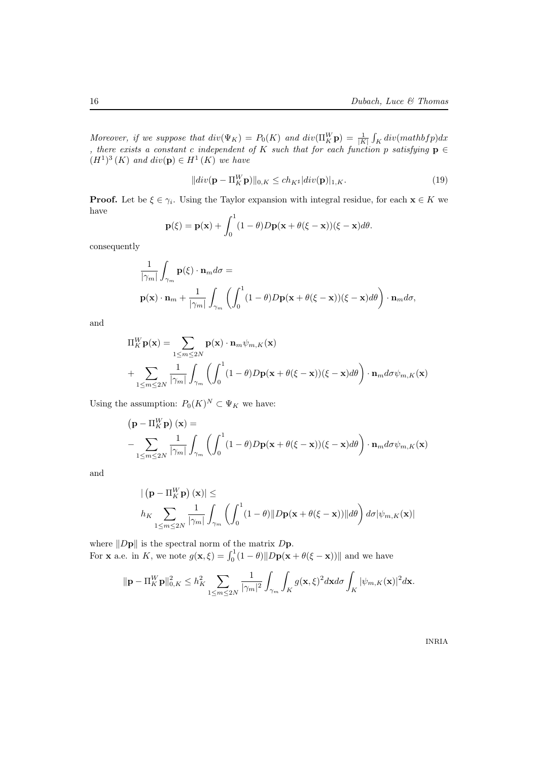*Moreover, if we suppose that $div(\Psi_K) = P_0(K)$ and $div(\Pi_K^W \mathbf{p}) = \frac{1}{|K|}\int_K div(mathbfp)dx$ , there exists a constant $c$ independent of $K$ such that for each function $p$ satisfying $\mathbf{p} \in (H^1)^3(K)$ and $div(\mathbf{p}) \in H^1(K)$ we have*

$$
\|div(\mathbf{p} - \Pi_K^W \mathbf{p})\|_{0,K} \leq c h_{K^\sharp} |div(\mathbf{p})|_{1,K}. \tag{19}
$$

**Proof.** Let be $\xi \in \gamma_i$. Using the Taylor expansion with integral residue, for each $\mathbf{x} \in K$ we have

$$
\mathbf{p}(\xi) = \mathbf{p}(\mathbf{x}) + \int_0^1 (1-\theta) D\mathbf{p}(\mathbf{x} + \theta(\xi - \mathbf{x}))(\xi - \mathbf{x}) d\theta.
$$

consequently

$$
\frac{1}{|\gamma_m|}\int_{\gamma_m} \mathbf{p}(\xi)\cdot \mathbf{n}_m d\sigma =
$$

$$
\mathbf{p}(\mathbf{x})\cdot\mathbf{n}_m + \frac{1}{|\gamma_m|}\int_{\gamma_m}\left(\int_0^1 (1-\theta)D\mathbf{p}(\mathbf{x}+\theta(\xi-\mathbf{x}))(\xi-\mathbf{x})d\theta\right)\cdot\mathbf{n}_m d\sigma,
$$

and

$$
\Pi_K^W \mathbf{p}(\mathbf{x}) = \sum_{1\leq m\leq 2N} \mathbf{p}(\mathbf{x})\cdot\mathbf{n}_m \psi_{m,K}(\mathbf{x})
$$

$$
+ \sum_{1\leq m\leq 2N} \frac{1}{|\gamma_m|}\int_{\gamma_m}\left(\int_0^1 (1-\theta)D\mathbf{p}(\mathbf{x}+\theta(\xi-\mathbf{x}))(\xi-\mathbf{x})d\theta\right)\cdot\mathbf{n}_m d\sigma \psi_{m,K}(\mathbf{x})
$$

Using the assumption: $P_0(K)^N \subset \Psi_K$ we have:

$$
\left(\mathbf{p} - \Pi_K^W \mathbf{p}\right)(\mathbf{x}) =
$$

$$
-\sum_{1\leq m\leq 2N} \frac{1}{|\gamma_m|}\int_{\gamma_m}\left(\int_0^1 (1-\theta)D\mathbf{p}(\mathbf{x}+\theta(\xi-\mathbf{x}))(\xi-\mathbf{x})d\theta\right)\cdot\mathbf{n}_m d\sigma \psi_{m,K}(\mathbf{x})
$$

and

$$
|\left(\mathbf{p} - \Pi_K^W \mathbf{p}\right)(\mathbf{x})| \leq
$$

$$
h_K \sum_{1\leq m\leq 2N} \frac{1}{|\gamma_m|}\int_{\gamma_m}\left(\int_0^1 (1-\theta)\|D\mathbf{p}(\mathbf{x}+\theta(\xi-\mathbf{x}))\|d\theta\right) d\sigma |\psi_{m,K}(\mathbf{x})|
$$

where $\|D\mathbf{p}\|$ is the spectral norm of the matrix $D\mathbf{p}$.
For $\mathbf{x}$ a.e. in $K$, we note $g(\mathbf{x},\xi) = \int_0^1 (1-\theta)\|D\mathbf{p}(\mathbf{x}+\theta(\xi-\mathbf{x}))\|$ and we have

$$
\|\mathbf{p} - \Pi_K^W \mathbf{p}\|_{0,K}^2 \leq h_K^2 \sum_{1\leq m\leq 2N} \frac{1}{|\gamma_m|^2}\int_{\gamma_m}\int_K g(\mathbf{x},\xi)^2 d\mathbf{x} d\sigma \int_K |\psi_{m,K}(\mathbf{x})|^2 d\mathbf{x}.
$$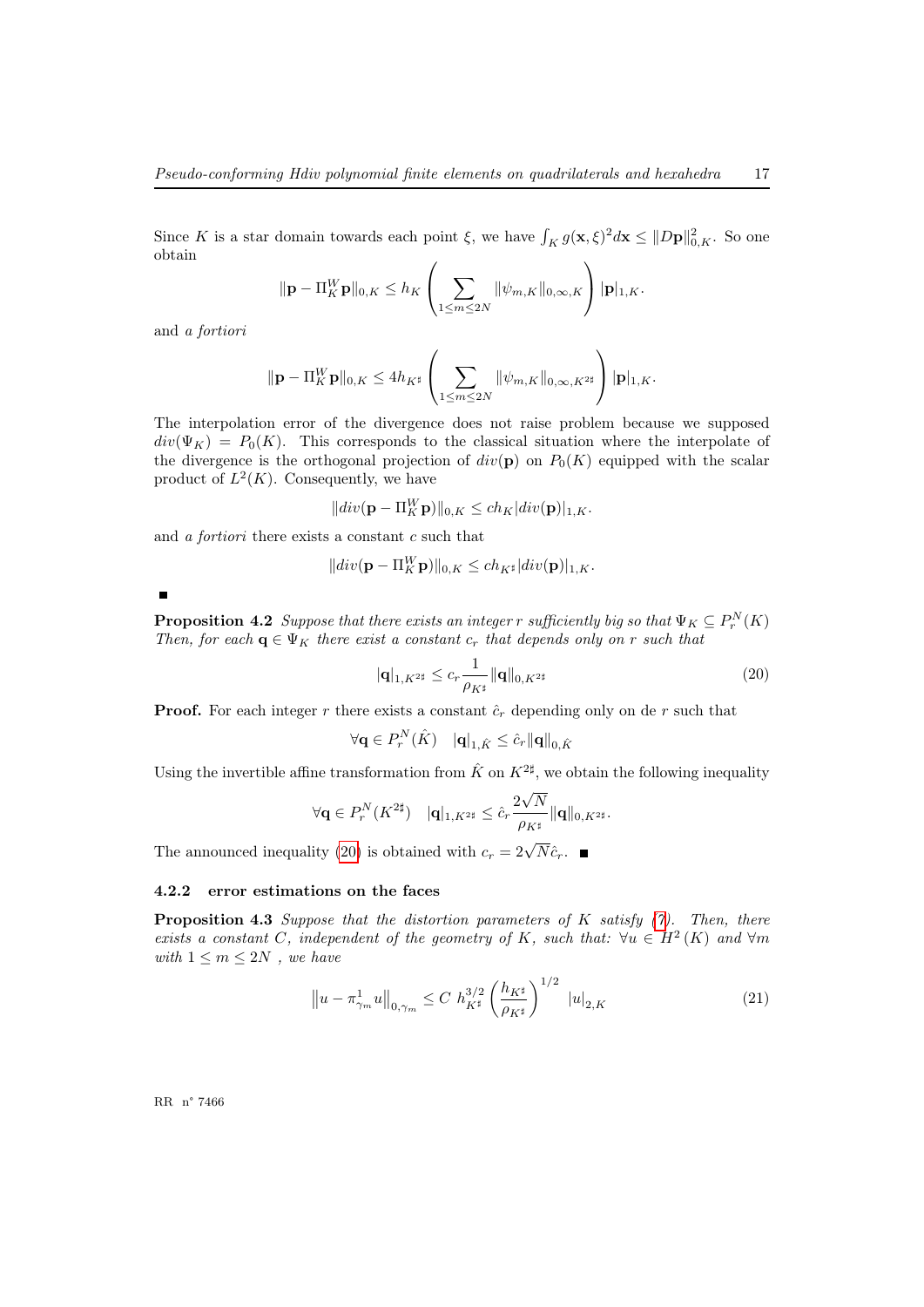Since $K$ is a star domain towards each point $\xi$, we have $\int_K g(\mathbf{x},\xi)^2 d\mathbf{x} \leq \|D\mathbf{p}\|_{0,K}^2$. So one obtain

$$\|\mathbf{p} - \Pi_K^W \mathbf{p}\|_{0,K} \leq h_K \left( \sum_{1 \leq m \leq 2N} \|\psi_{m,K}\|_{0,\infty,K} \right) |\mathbf{p}|_{1,K}.$$

and *a fortiori*

$$\|\mathbf{p} - \Pi_K^W \mathbf{p}\|_{0,K} \leq 4 h_{K^\sharp} \left( \sum_{1 \leq m \leq 2N} \|\psi_{m,K}\|_{0,\infty,K^{2\sharp}} \right) |\mathbf{p}|_{1,K}.$$

The interpolation error of the divergence does not raise problem because we supposed $div(\Psi_K) = P_0(K)$. This corresponds to the classical situation where the interpolate of the divergence is the orthogonal projection of $div(\mathbf{p})$ on $P_0(K)$ equipped with the scalar product of $L^2(K)$. Consequently, we have

$$\|div(\mathbf{p} - \Pi_K^W \mathbf{p})\|_{0,K} \leq c h_K |div(\mathbf{p})|_{1,K}.$$

and *a fortiori* there exists a constant $c$ such that

$$\|div(\mathbf{p} - \Pi_K^W \mathbf{p})\|_{0,K} \leq c h_{K^\sharp} |div(\mathbf{p})|_{1,K}.$$

■

**Proposition 4.2** *Suppose that there exists an integer $r$ sufficiently big so that $\Psi_K \subseteq P_r^N(K)$ Then, for each $\mathbf{q} \in \Psi_K$ there exist a constant $c_r$ that depends only on $r$ such that*

$$|\mathbf{q}|_{1,K^{2\sharp}} \leq c_r \frac{1}{\rho_{K^\sharp}} \|\mathbf{q}\|_{0,K^{2\sharp}} \tag{20}$$

**Proof.** For each integer $r$ there exists a constant $\hat{c}_r$ depending only on de $r$ such that

$$\forall \mathbf{q} \in P_r^N(\hat{K}) \quad |\mathbf{q}|_{1,\hat{K}} \leq \hat{c}_r \|\mathbf{q}\|_{0,\hat{K}}$$

Using the invertible affine transformation from $\hat{K}$ on $K^{2\sharp}$, we obtain the following inequality

$$\forall \mathbf{q} \in P_r^N(K^{2\sharp}) \quad |\mathbf{q}|_{1,K^{2\sharp}} \leq \hat{c}_r \frac{2\sqrt{N}}{\rho_{K^\sharp}} \|\mathbf{q}\|_{0,K^{2\sharp}}.$$

The announced inequality (20) is obtained with $c_r = 2\sqrt{N}\hat{c}_r$. ■

### 4.2.2 error estimations on the faces

**Proposition 4.3** *Suppose that the distortion parameters of $K$ satisfy (7). Then, there exists a constant $C$, independent of the geometry of $K$, such that: $\forall u \in H^2(K)$ and $\forall m$ with $1 \leq m \leq 2N$ , we have*

$$\left\|u - \pi_{\gamma_m}^1 u\right\|_{0,\gamma_m} \leq C \; h_{K^\sharp}^{3/2} \left(\frac{h_{K^\sharp}}{\rho_{K^\sharp}}\right)^{1/2} \; |u|_{2,K} \tag{21}$$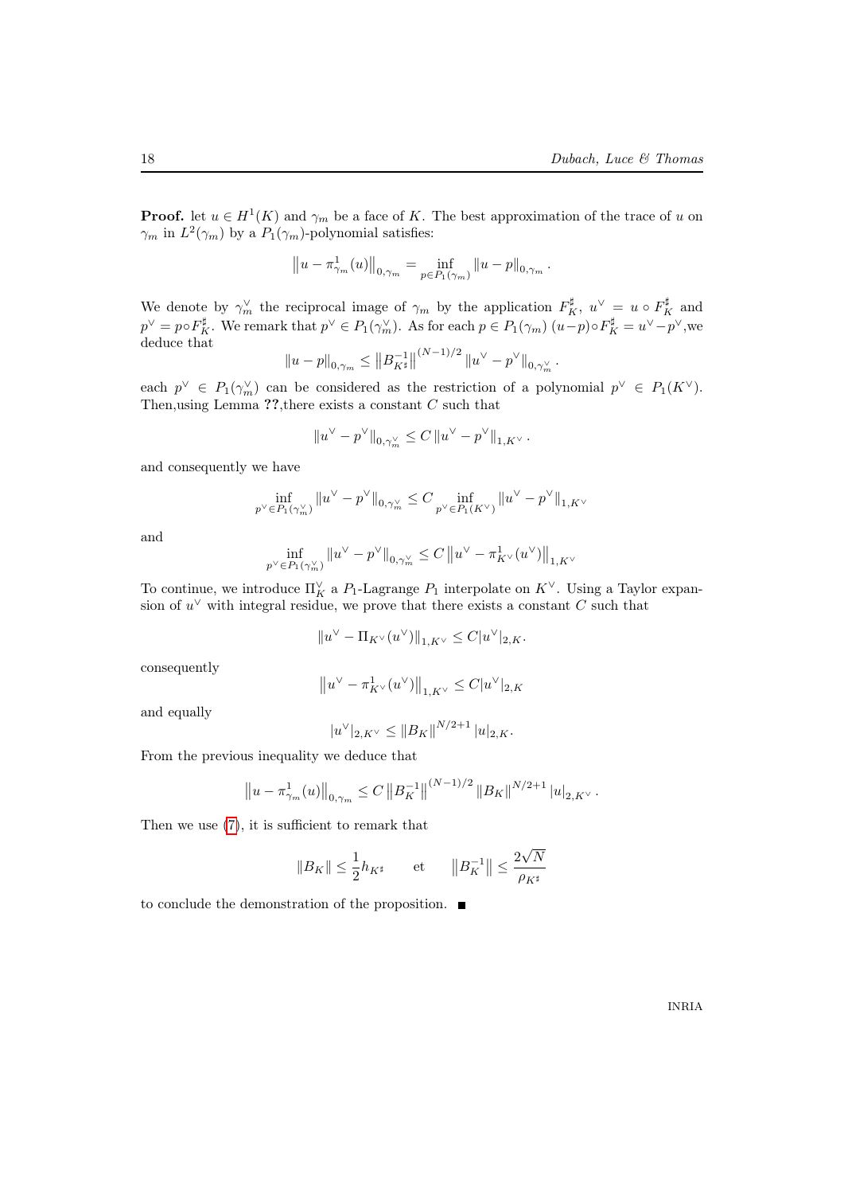**Proof.** let $u \in H^1(K)$ and $\gamma_m$ be a face of $K$. The best approximation of the trace of $u$ on $\gamma_m$ in $L^2(\gamma_m)$ by a $P_1(\gamma_m)$-polynomial satisfies:

$$\left\|u - \pi^1_{\gamma_m}(u)\right\|_{0,\gamma_m} = \inf_{p \in P_1(\gamma_m)} \|u - p\|_{0,\gamma_m}.$$

We denote by $\gamma_m^\vee$ the reciprocal image of $\gamma_m$ by the application $F_K^\sharp$, $u^\vee = u \circ F_K^\sharp$ and $p^\vee = p \circ F_K^\sharp$. We remark that $p^\vee \in P_1(\gamma_m^\vee)$. As for each $p \in P_1(\gamma_m)$ $(u-p)\circ F_K^\sharp = u^\vee - p^\vee$,we deduce that

$$\|u - p\|_{0,\gamma_m} \leq \left\|B_{K^\sharp}^{-1}\right\|^{(N-1)/2} \|u^\vee - p^\vee\|_{0,\gamma_m^\vee}.$$

each $p^\vee \in P_1(\gamma_m^\vee)$ can be considered as the restriction of a polynomial $p^\vee \in P_1(K^\vee)$. Then,using Lemma **??**,there exists a constant $C$ such that

$$\|u^\vee - p^\vee\|_{0,\gamma_m^\vee} \leq C \|u^\vee - p^\vee\|_{1,K^\vee}.$$

and consequently we have

$$\inf_{p^\vee \in P_1(\gamma_m^\vee)} \|u^\vee - p^\vee\|_{0,\gamma_m^\vee} \leq C \inf_{p^\vee \in P_1(K^\vee)} \|u^\vee - p^\vee\|_{1,K^\vee}$$

and

$$\inf_{p^\vee \in P_1(\gamma_m^\vee)} \|u^\vee - p^\vee\|_{0,\gamma_m^\vee} \leq C \left\|u^\vee - \pi^1_{K^\vee}(u^\vee)\right\|_{1,K^\vee}$$

To continue, we introduce $\Pi_K^\vee$ a $P_1$-Lagrange $P_1$ interpolate on $K^\vee$. Using a Taylor expansion of $u^\vee$ with integral residue, we prove that there exists a constant $C$ such that

$$\|u^\vee - \Pi_{K^\vee}(u^\vee)\|_{1,K^\vee} \leq C|u^\vee|_{2,K}.$$

consequently

$$\left\|u^\vee - \pi^1_{K^\vee}(u^\vee)\right\|_{1,K^\vee} \leq C|u^\vee|_{2,K}$$

and equally

$$|u^\vee|_{2,K^\vee} \leq \|B_K\|^{N/2+1} |u|_{2,K}.$$

From the previous inequality we deduce that

$$\left\|u - \pi^1_{\gamma_m}(u)\right\|_{0,\gamma_m} \leq C \left\|B_K^{-1}\right\|^{(N-1)/2} \|B_K\|^{N/2+1} |u|_{2,K^\vee}.$$

Then we use (7), it is sufficient to remark that

$$\|B_K\| \leq \frac{1}{2} h_{K^\sharp} \qquad \text{et} \qquad \left\|B_K^{-1}\right\| \leq \frac{2\sqrt{N}}{\rho_{K^\sharp}}$$

to conclude the demonstration of the proposition. ■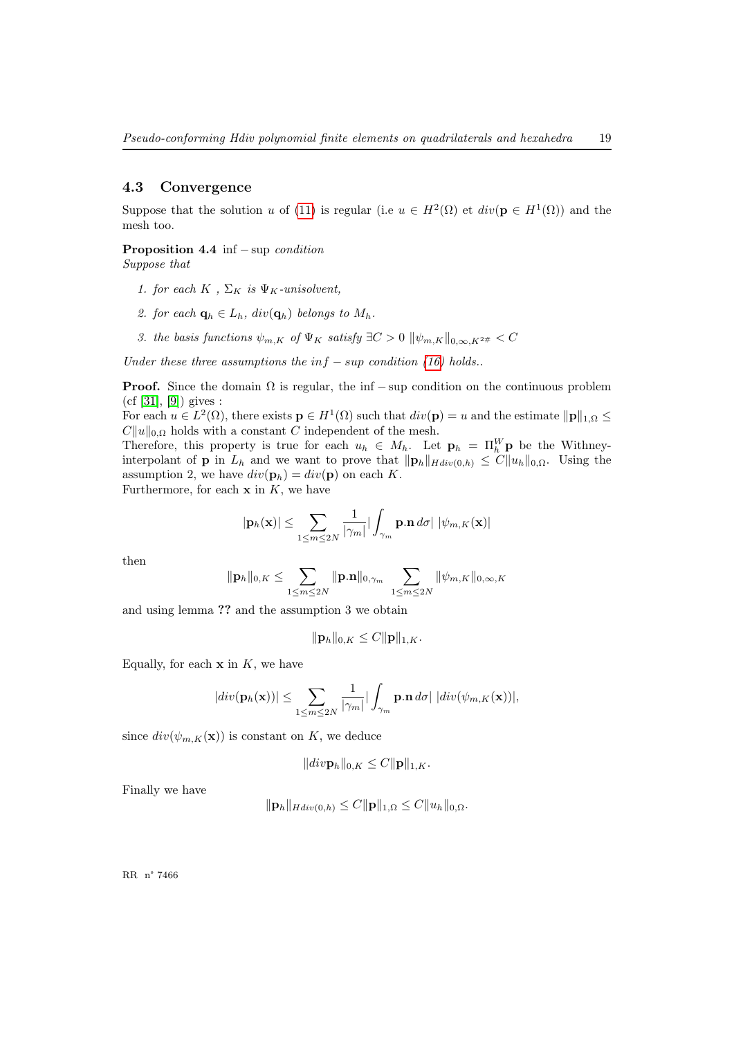### 4.3 Convergence

Suppose that the solution $u$ of (11) is regular (i.e $u \in H^2(\Omega)$ et $div(\mathbf{p} \in H^1(\Omega))$ and the mesh too.

**Proposition 4.4** $\inf - \sup$ *condition*
*Suppose that*

1. *for each* $K$ , $\Sigma_K$ *is* $\Psi_K$*-unisolvent,*
2. *for each* $\mathbf{q}_h \in L_h$, $div(\mathbf{q}_h)$ *belongs to* $M_h$.
3. *the basis functions* $\psi_{m,K}$ *of* $\Psi_K$ *satisfy* $\exists C > 0$ $\|\psi_{m,K}\|_{0,\infty,K^{2\#}} < C$

*Under these three assumptions the* $\inf - \sup$ *condition (16) holds..*

**Proof.** Since the domain $\Omega$ is regular, the $\inf - \sup$ condition on the continuous problem (cf [31], [9]) gives :
For each $u \in L^2(\Omega)$, there exists $\mathbf{p} \in H^1(\Omega)$ such that $div(\mathbf{p}) = u$ and the estimate $\|\mathbf{p}\|_{1,\Omega} \leq C\|u\|_{0,\Omega}$ holds with a constant $C$ independent of the mesh.
Therefore, this property is true for each $u_h \in M_h$. Let $\mathbf{p}_h = \Pi_h^W \mathbf{p}$ be the Withney-interpolant of $\mathbf{p}$ in $L_h$ and we want to prove that $\|\mathbf{p}_h\|_{Hdiv(0,h)} \leq C\|u_h\|_{0,\Omega}$. Using the assumption 2, we have $div(\mathbf{p}_h) = div(\mathbf{p})$ on each $K$.
Furthermore, for each $\mathbf{x}$ in $K$, we have

$$|\mathbf{p}_h(\mathbf{x})| \leq \sum_{1 \leq m \leq 2N} \frac{1}{|\gamma_m|} \left| \int_{\gamma_m} \mathbf{p}.\mathbf{n} \, d\sigma \right| \, |\psi_{m,K}(\mathbf{x})|$$

then

$$\|\mathbf{p}_h\|_{0,K} \leq \sum_{1 \leq m \leq 2N} \|\mathbf{p}.\mathbf{n}\|_{0,\gamma_m} \sum_{1 \leq m \leq 2N} \|\psi_{m,K}\|_{0,\infty,K}$$

and using lemma **??** and the assumption 3 we obtain

$$\|\mathbf{p}_h\|_{0,K} \leq C\|\mathbf{p}\|_{1,K}.$$

Equally, for each $\mathbf{x}$ in $K$, we have

$$|div(\mathbf{p}_h(\mathbf{x}))| \leq \sum_{1 \leq m \leq 2N} \frac{1}{|\gamma_m|} \left| \int_{\gamma_m} \mathbf{p}.\mathbf{n} \, d\sigma \right| \, |div(\psi_{m,K}(\mathbf{x}))|,$$

since $div(\psi_{m,K}(\mathbf{x}))$ is constant on $K$, we deduce

$$\|div \mathbf{p}_h\|_{0,K} \leq C\|\mathbf{p}\|_{1,K}.$$

Finally we have

$$\|\mathbf{p}_h\|_{Hdiv(0,h)} \leq C\|\mathbf{p}\|_{1,\Omega} \leq C\|u_h\|_{0,\Omega}.$$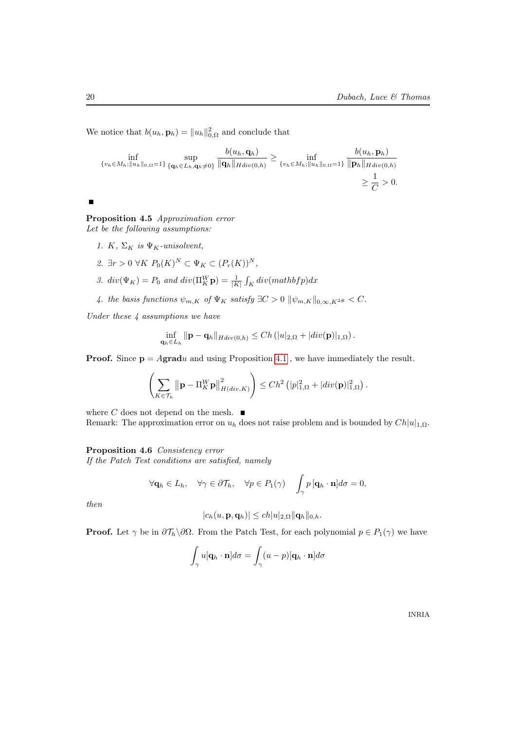We notice that $b(u_h, \mathbf{p}_h) = \|u_h\|_{0,\Omega}^2$ and conclude that

$$\inf_{\{v_h \in M_h; \|u_h\|_{0,\Omega}=1\}} \sup_{\{\mathbf{q}_h \in L_h, \mathbf{q}_h \neq 0\}} \frac{b(u_h, \mathbf{q}_h)}{\|\mathbf{q}_h\|_{Hdiv(0,h)}} \geq \inf_{\{v_h \in M_h; \|u_h\|_{0,\Omega}=1\}} \frac{b(u_h, \mathbf{p}_h)}{\|\mathbf{p}_h\|_{Hdiv(0,h)}}$$
$$\geq \frac{1}{C} > 0.$$

■

**Proposition 4.5** *Approximation error*
*Let be the following assumptions:*

1. *$K$, $\Sigma_K$ is $\Psi_K$-unisolvent,*
2. *$\exists r > 0 \ \forall K \ P_0(K)^N \subset \Psi_K \subset (P_r(K))^N$,*
3. *$div(\Psi_K) = P_0$ and $div(\Pi_K^W \mathbf{p}) = \frac{1}{|K|} \int_K div(mathbfp)dx$*
4. *the basis functions $\psi_{m,K}$ of $\Psi_K$ satisfy $\exists C > 0 \ \|\psi_{m,K}\|_{0,\infty,K^{2\#}} < C$.*

*Under these 4 assumptions we have*

$$\inf_{\mathbf{q}_h \in L_h} \|\mathbf{p} - \mathbf{q}_h\|_{Hdiv(0,h)} \leq Ch \left( |u|_{2,\Omega} + |div(\mathbf{p})|_{1,\Omega} \right).$$

**Proof.** Since $\mathbf{p} = A\mathbf{grad}u$ and using Proposition 4.1 , we have immediately the result.

$$\left( \sum_{K \in \mathcal{T}_h} \left\| \mathbf{p} - \Pi_K^W \mathbf{p} \right\|_{H(div,K)}^2 \right) \leq Ch^2 \left( |p|_{1,\Omega}^2 + |div(\mathbf{p})|_{1,\Omega}^2 \right).$$

where $C$ does not depend on the mesh. ■
Remark: The approximation error on $u_h$ does not raise problem and is bounded by $Ch|u|_{1,\Omega}$.

**Proposition 4.6** *Consistency error*
*If the Patch Test conditions are satisfied, namely*

$$\forall \mathbf{q}_h \in L_h, \quad \forall \gamma \in \partial\mathcal{T}_h, \quad \forall p \in P_1(\gamma) \quad \int_\gamma p \, [\mathbf{q}_h \cdot \mathbf{n}] d\sigma = 0,$$

*then*

$$|c_h(u, \mathbf{p}, \mathbf{q}_h)| \leq ch|u|_{2,\Omega}\|\mathbf{q}_h\|_{0,h}.$$

**Proof.** Let $\gamma$ be in $\partial\mathcal{T}_h \backslash \partial\Omega$. From the Patch Test, for each polynomial $p \in P_1(\gamma)$ we have

$$\int_\gamma u[\mathbf{q}_h \cdot \mathbf{n}] d\sigma = \int_\gamma (u - p)[\mathbf{q}_h \cdot \mathbf{n}] d\sigma$$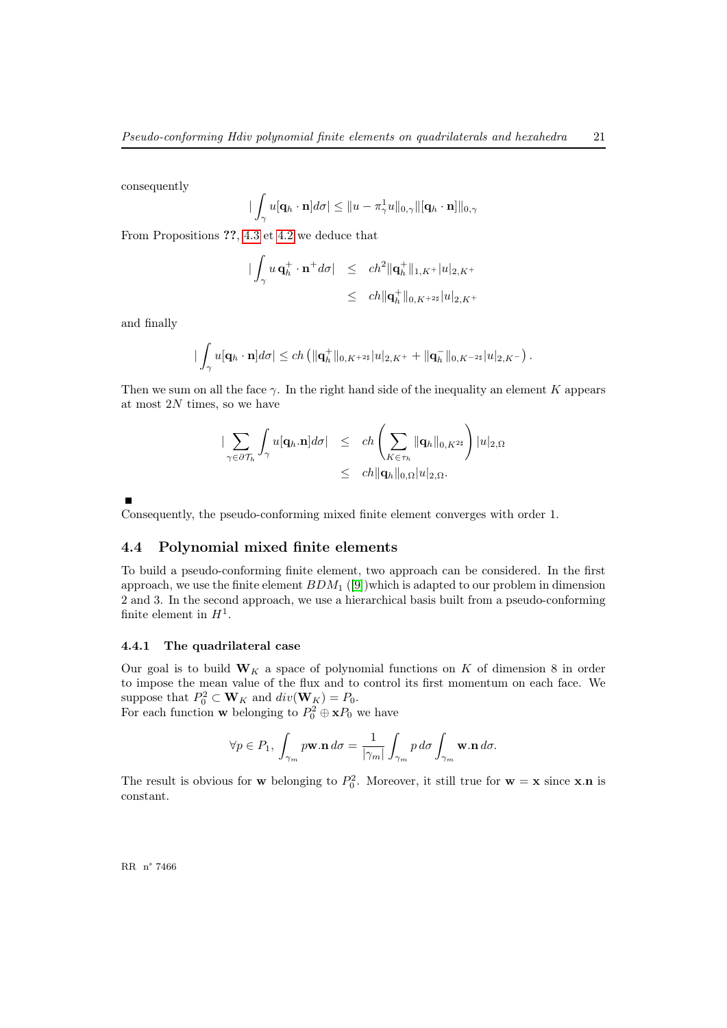consequently

$$| \int_{\gamma} u[\mathbf{q}_h \cdot \mathbf{n}] d\sigma | \leq \| u - \pi_{\gamma}^1 u \|_{0,\gamma} \| [\mathbf{q}_h \cdot \mathbf{n}] \|_{0,\gamma}$$

From Propositions ??, 4.3 et 4.2 we deduce that

$$\begin{aligned} | \int_{\gamma} u \, \mathbf{q}_h^+ \cdot \mathbf{n}^+ d\sigma | &\leq ch^2 \| \mathbf{q}_h^+ \|_{1,K^+} |u|_{2,K^+} \\ &\leq ch \| \mathbf{q}_h^+ \|_{0,K^{+\sharp}} |u|_{2,K^+} \end{aligned}$$

and finally

$$| \int_{\gamma} u[\mathbf{q}_h \cdot \mathbf{n}] d\sigma | \leq ch \left( \| \mathbf{q}_h^+ \|_{0,K^{+\sharp}} |u|_{2,K^+} + \| \mathbf{q}_h^- \|_{0,K^{-\sharp}} |u|_{2,K^-} \right).$$

Then we sum on all the face $\gamma$. In the right hand side of the inequality an element $K$ appears at most $2N$ times, so we have

$$\begin{aligned} | \sum_{\gamma \in \partial \mathcal{T}_h} \int_{\gamma} u[\mathbf{q}_h . \mathbf{n}] d\sigma | &\leq ch \left( \sum_{K \in \tau_h} \| \mathbf{q}_h \|_{0,K^{\sharp}} \right) |u|_{2,\Omega} \\ &\leq ch \| \mathbf{q}_h \|_{0,\Omega} |u|_{2,\Omega}. \end{aligned}$$

■

Consequently, the pseudo-conforming mixed finite element converges with order 1.

## 4.4 Polynomial mixed finite elements

To build a pseudo-conforming finite element, two approach can be considered. In the first approach, we use the finite element $BDM_1$ ([9])which is adapted to our problem in dimension 2 and 3. In the second approach, we use a hierarchical basis built from a pseudo-conforming finite element in $H^1$.

### 4.4.1 The quadrilateral case

Our goal is to build $\mathbf{W}_K$ a space of polynomial functions on $K$ of dimension 8 in order to impose the mean value of the flux and to control its first momentum on each face. We suppose that $P_0^2 \subset \mathbf{W}_K$ and $div(\mathbf{W}_K) = P_0$.
For each function $\mathbf{w}$ belonging to $P_0^2 \oplus \mathbf{x}P_0$ we have

$$\forall p \in P_1, \int_{\gamma_m} p \mathbf{w}.\mathbf{n} \, d\sigma = \frac{1}{|\gamma_m|} \int_{\gamma_m} p \, d\sigma \int_{\gamma_m} \mathbf{w}.\mathbf{n} \, d\sigma.$$

The result is obvious for $\mathbf{w}$ belonging to $P_0^2$. Moreover, it still true for $\mathbf{w} = \mathbf{x}$ since $\mathbf{x}.\mathbf{n}$ is constant.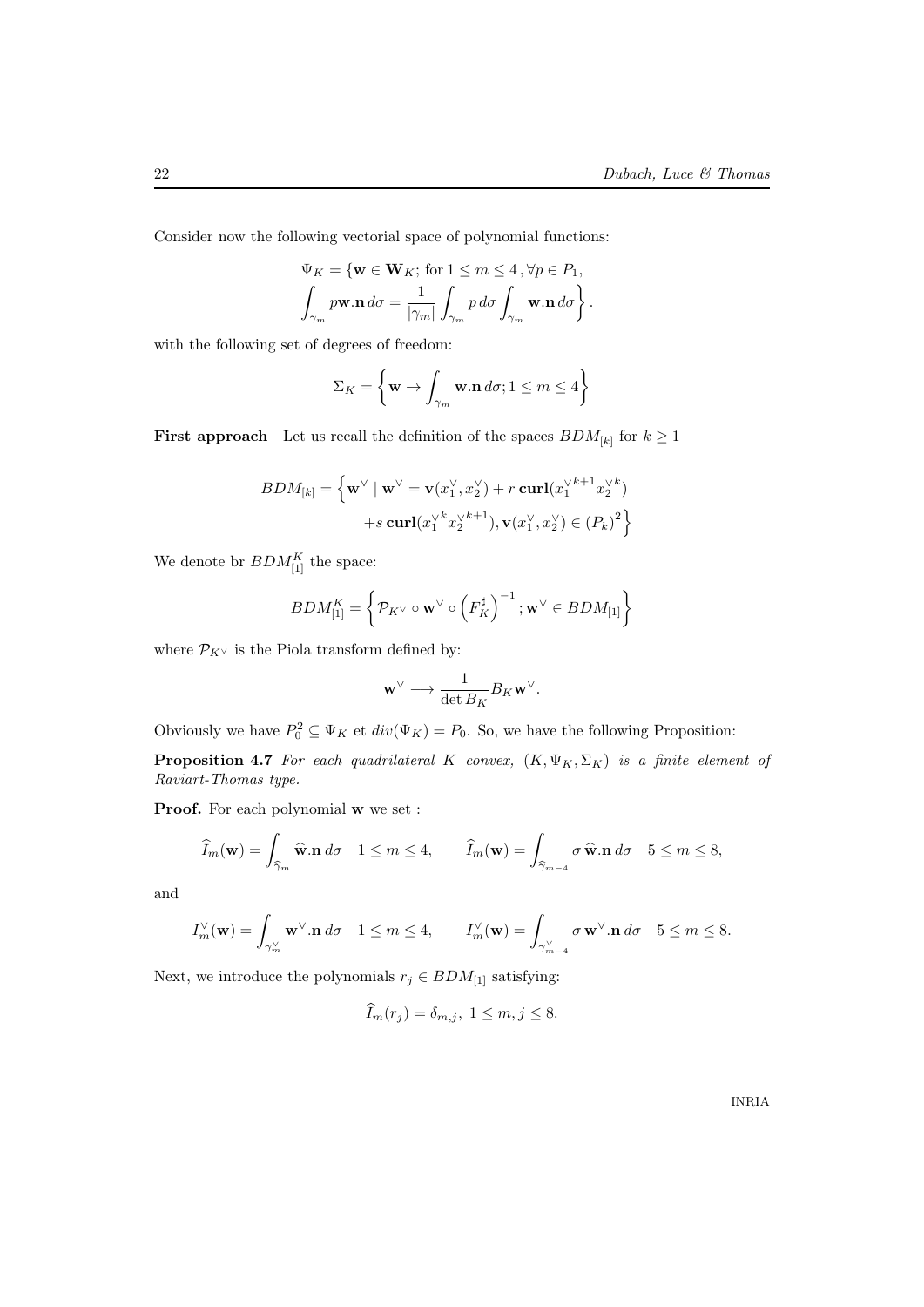Consider now the following vectorial space of polynomial functions:

$$
\Psi_K = \{\mathbf{w} \in \mathbf{W}_K;\ \text{for } 1 \leq m \leq 4\,, \forall p \in P_1,
$$
$$
\int_{\gamma_m} p\mathbf{w}.\mathbf{n}\, d\sigma = \frac{1}{|\gamma_m|} \int_{\gamma_m} p\, d\sigma \int_{\gamma_m} \mathbf{w}.\mathbf{n}\, d\sigma \bigg\}.
$$

with the following set of degrees of freedom:

$$
\Sigma_K = \left\{ \mathbf{w} \rightarrow \int_{\gamma_m} \mathbf{w}.\mathbf{n}\, d\sigma ; 1 \leq m \leq 4 \right\}
$$

**First approach** Let us recall the definition of the spaces $BDM_{[k]}$ for $k \geq 1$

$$
BDM_{[k]} = \Big\{ \mathbf{w}^\vee \mid \mathbf{w}^\vee = \mathbf{v}(x_1^\vee, x_2^\vee) + r\, \mathbf{curl}({x_1^\vee}^{k+1} {x_2^\vee}^k)
$$
$$
+ s\, \mathbf{curl}({x_1^\vee}^k {x_2^\vee}^{k+1}), \mathbf{v}(x_1^\vee, x_2^\vee) \in (P_k)^2 \Big\}
$$

We denote br $BDM_{[1]}^K$ the space:

$$
BDM_{[1]}^K = \left\{ \mathcal{P}_{K^\vee} \circ \mathbf{w}^\vee \circ \left(F_K^\sharp\right)^{-1} ; \mathbf{w}^\vee \in BDM_{[1]} \right\}
$$

where $\mathcal{P}_{K^\vee}$ is the Piola transform defined by:

$$
\mathbf{w}^\vee \longrightarrow \frac{1}{\det B_K} B_K \mathbf{w}^\vee.
$$

Obviously we have $P_0^2 \subseteq \Psi_K$ et $div(\Psi_K) = P_0$. So, we have the following Proposition:

**Proposition 4.7** *For each quadrilateral $K$ convex, $(K, \Psi_K, \Sigma_K)$ is a finite element of Raviart-Thomas type.*

**Proof.** For each polynomial $\mathbf{w}$ we set :

$$
\widehat{I}_m(\mathbf{w}) = \int_{\widehat{\gamma}_m} \widehat{\mathbf{w}}.\mathbf{n}\, d\sigma \quad 1 \leq m \leq 4, \qquad \widehat{I}_m(\mathbf{w}) = \int_{\widehat{\gamma}_{m-4}} \sigma\, \widehat{\mathbf{w}}.\mathbf{n}\, d\sigma \quad 5 \leq m \leq 8,
$$

and

$$
I_m^\vee(\mathbf{w}) = \int_{\gamma_m^\vee} \mathbf{w}^\vee.\mathbf{n}\, d\sigma \quad 1 \leq m \leq 4, \qquad I_m^\vee(\mathbf{w}) = \int_{\gamma_{m-4}^\vee} \sigma\, \mathbf{w}^\vee.\mathbf{n}\, d\sigma \quad 5 \leq m \leq 8.
$$

Next, we introduce the polynomials $r_j \in BDM_{[1]}$ satisfying:

$$
\widehat{I}_m(r_j) = \delta_{m,j},\ 1 \leq m, j \leq 8.
$$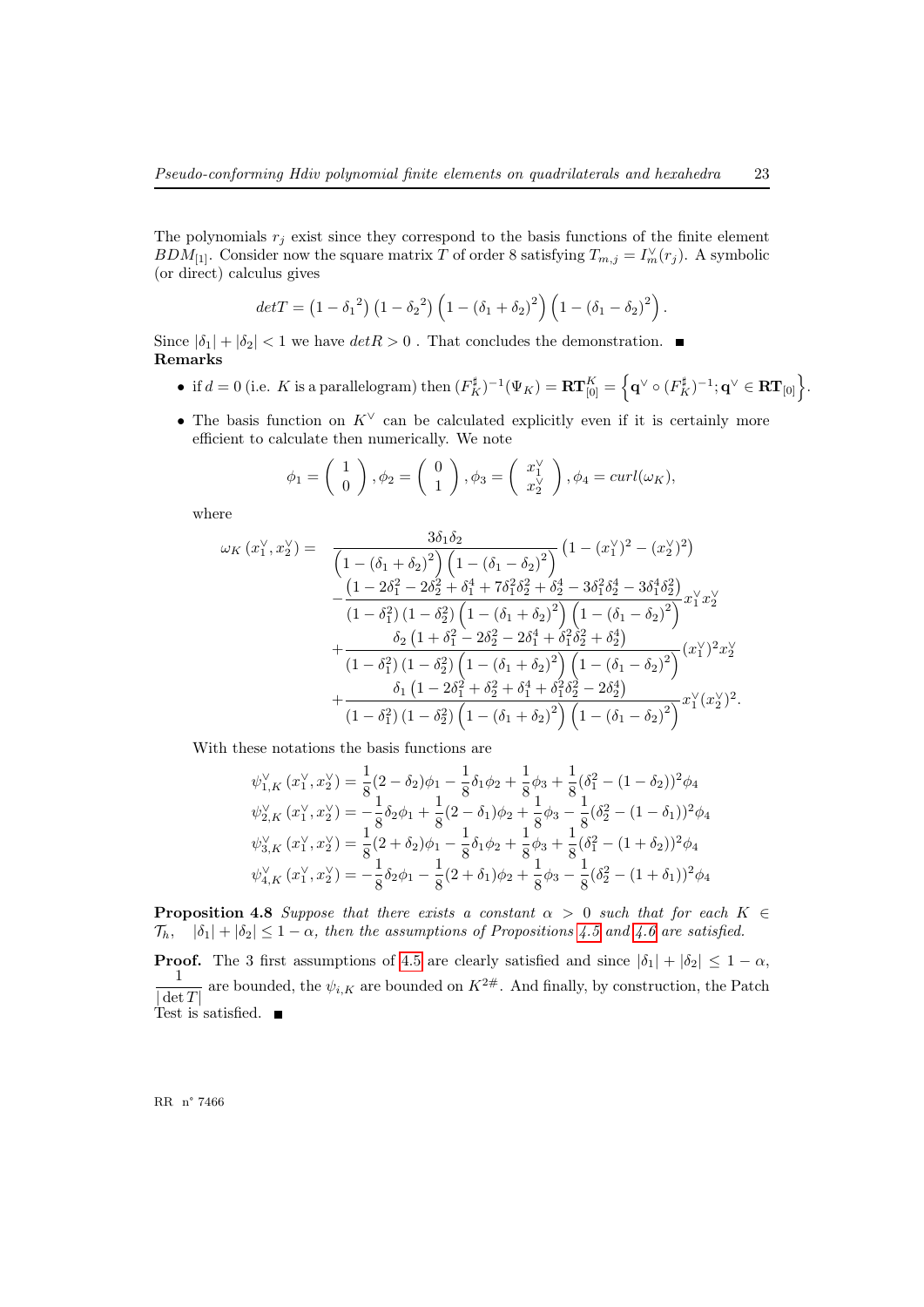The polynomials $r_j$ exist since they correspond to the basis functions of the finite element $BDM_{[1]}$. Consider now the square matrix $T$ of order 8 satisfying $T_{m,j} = I_m^\vee(r_j)$. A symbolic (or direct) calculus gives

$$detT = \left(1 - {\delta_1}^2\right)\left(1 - {\delta_2}^2\right)\left(1 - (\delta_1 + \delta_2)^2\right)\left(1 - (\delta_1 - \delta_2)^2\right).$$

Since $|\delta_1| + |\delta_2| < 1$ we have $detR > 0$ . That concludes the demonstration. ■

**Remarks**

- if $d = 0$ (i.e. $K$ is a parallelogram) then $(F_K^\sharp)^{-1}(\Psi_K) = \mathbf{RT}_{[0]}^K = \left\{\mathbf{q}^\vee \circ (F_K^\sharp)^{-1}; \mathbf{q}^\vee \in \mathbf{RT}_{[0]}\right\}$.
- The basis function on $K^\vee$ can be calculated explicitly even if it is certainly more efficient to calculate then numerically. We note

$$\phi_1 = \begin{pmatrix} 1 \\ 0 \end{pmatrix}, \phi_2 = \begin{pmatrix} 0 \\ 1 \end{pmatrix}, \phi_3 = \begin{pmatrix} x_1^\vee \\ x_2^\vee \end{pmatrix}, \phi_4 = curl(\omega_K),$$

where

$$\begin{aligned}
\omega_K\left(x_1^\vee, x_2^\vee\right) = \; & \frac{3\delta_1\delta_2}{\left(1 - (\delta_1+\delta_2)^2\right)\left(1 - (\delta_1-\delta_2)^2\right)}\left(1 - (x_1^\vee)^2 - (x_2^\vee)^2\right) \\
& - \frac{\left(1 - 2\delta_1^2 - 2\delta_2^2 + \delta_1^4 + 7\delta_1^2\delta_2^2 + \delta_2^4 - 3\delta_1^2\delta_2^4 - 3\delta_1^4\delta_2^2\right)}{\left(1-\delta_1^2\right)\left(1-\delta_2^2\right)\left(1 - (\delta_1+\delta_2)^2\right)\left(1 - (\delta_1-\delta_2)^2\right)} x_1^\vee x_2^\vee \\
& + \frac{\delta_2\left(1 + \delta_1^2 - 2\delta_2^2 - 2\delta_1^4 + \delta_1^2\delta_2^2 + \delta_2^4\right)}{\left(1-\delta_1^2\right)\left(1-\delta_2^2\right)\left(1 - (\delta_1+\delta_2)^2\right)\left(1 - (\delta_1-\delta_2)^2\right)} (x_1^\vee)^2 x_2^\vee \\
& + \frac{\delta_1\left(1 - 2\delta_1^2 + \delta_2^2 + \delta_1^4 + \delta_1^2\delta_2^2 - 2\delta_2^4\right)}{\left(1-\delta_1^2\right)\left(1-\delta_2^2\right)\left(1 - (\delta_1+\delta_2)^2\right)\left(1 - (\delta_1-\delta_2)^2\right)} x_1^\vee (x_2^\vee)^2.
\end{aligned}$$

With these notations the basis functions are

$$\begin{aligned}
\psi_{1,K}^\vee\left(x_1^\vee, x_2^\vee\right) &= \frac{1}{8}(2-\delta_2)\phi_1 - \frac{1}{8}\delta_1\phi_2 + \frac{1}{8}\phi_3 + \frac{1}{8}(\delta_1^2 - (1-\delta_2))^2\phi_4 \\
\psi_{2,K}^\vee\left(x_1^\vee, x_2^\vee\right) &= -\frac{1}{8}\delta_2\phi_1 + \frac{1}{8}(2-\delta_1)\phi_2 + \frac{1}{8}\phi_3 - \frac{1}{8}(\delta_2^2 - (1-\delta_1))^2\phi_4 \\
\psi_{3,K}^\vee\left(x_1^\vee, x_2^\vee\right) &= \frac{1}{8}(2+\delta_2)\phi_1 - \frac{1}{8}\delta_1\phi_2 + \frac{1}{8}\phi_3 + \frac{1}{8}(\delta_1^2 - (1+\delta_2))^2\phi_4 \\
\psi_{4,K}^\vee\left(x_1^\vee, x_2^\vee\right) &= -\frac{1}{8}\delta_2\phi_1 - \frac{1}{8}(2+\delta_1)\phi_2 + \frac{1}{8}\phi_3 - \frac{1}{8}(\delta_2^2 - (1+\delta_1))^2\phi_4
\end{aligned}$$

**Proposition 4.8** *Suppose that there exists a constant $\alpha > 0$ such that for each $K \in \mathcal{T}_h$, $|\delta_1| + |\delta_2| \leq 1 - \alpha$, then the assumptions of Propositions 4.5 and 4.6 are satisfied.*

**Proof.** The 3 first assumptions of 4.5 are clearly satisfied and since $|\delta_1| + |\delta_2| \leq 1 - \alpha$, $\dfrac{1}{|\det T|}$ are bounded, the $\psi_{i,K}$ are bounded on $K^{2\#}$. And finally, by construction, the Patch Test is satisfied. ■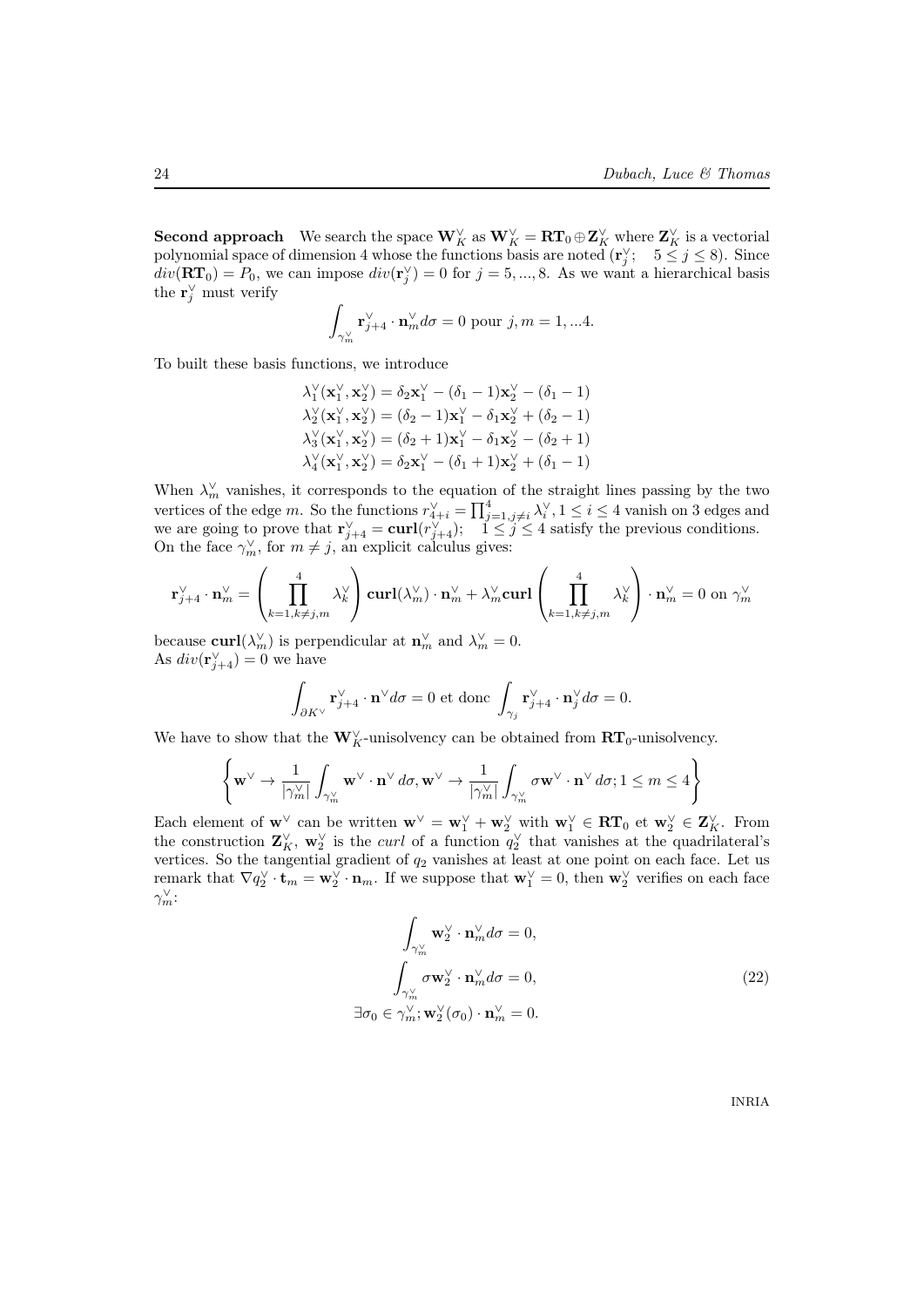**Second approach** We search the space $\mathbf{W}_K^\vee$ as $\mathbf{W}_K^\vee = \mathbf{RT}_0 \oplus \mathbf{Z}_K^\vee$ where $\mathbf{Z}_K^\vee$ is a vectorial polynomial space of dimension 4 whose the functions basis are noted $(\mathbf{r}_j^\vee; \quad 5 \leq j \leq 8)$. Since $div(\mathbf{RT}_0) = P_0$, we can impose $div(\mathbf{r}_j^\vee) = 0$ for $j = 5, ..., 8$. As we want a hierarchical basis the $\mathbf{r}_j^\vee$ must verify

$$\int_{\gamma_m^\vee} \mathbf{r}_{j+4}^\vee \cdot \mathbf{n}_m^\vee d\sigma = 0 \text{ pour } j, m = 1, ...4.$$

To built these basis functions, we introduce

$$\begin{aligned}
\lambda_1^\vee(\mathbf{x}_1^\vee, \mathbf{x}_2^\vee) &= \delta_2 \mathbf{x}_1^\vee - (\delta_1 - 1)\mathbf{x}_2^\vee - (\delta_1 - 1) \\
\lambda_2^\vee(\mathbf{x}_1^\vee, \mathbf{x}_2^\vee) &= (\delta_2 - 1)\mathbf{x}_1^\vee - \delta_1 \mathbf{x}_2^\vee + (\delta_2 - 1) \\
\lambda_3^\vee(\mathbf{x}_1^\vee, \mathbf{x}_2^\vee) &= (\delta_2 + 1)\mathbf{x}_1^\vee - \delta_1 \mathbf{x}_2^\vee - (\delta_2 + 1) \\
\lambda_4^\vee(\mathbf{x}_1^\vee, \mathbf{x}_2^\vee) &= \delta_2 \mathbf{x}_1^\vee - (\delta_1 + 1)\mathbf{x}_2^\vee + (\delta_1 - 1)
\end{aligned}$$

When $\lambda_m^\vee$ vanishes, it corresponds to the equation of the straight lines passing by the two vertices of the edge $m$. So the functions $r_{4+i}^\vee = \prod_{j=1, j\neq i}^4 \lambda_i^\vee, 1 \leq i \leq 4$ vanish on 3 edges and we are going to prove that $\mathbf{r}_{j+4}^\vee = \mathbf{curl}(r_{j+4}^\vee); \quad 1 \leq j \leq 4$ satisfy the previous conditions. On the face $\gamma_m^\vee$, for $m \neq j$, an explicit calculus gives:

$$\mathbf{r}_{j+4}^\vee \cdot \mathbf{n}_m^\vee = \left( \prod_{k=1, k\neq j,m}^4 \lambda_k^\vee \right) \mathbf{curl}(\lambda_m^\vee) \cdot \mathbf{n}_m^\vee + \lambda_m^\vee \mathbf{curl} \left( \prod_{k=1, k\neq j,m}^4 \lambda_k^\vee \right) \cdot \mathbf{n}_m^\vee = 0 \text{ on } \gamma_m^\vee$$

because $\mathbf{curl}(\lambda_m^\vee)$ is perpendicular at $\mathbf{n}_m^\vee$ and $\lambda_m^\vee = 0$.
As $div(\mathbf{r}_{j+4}^\vee) = 0$ we have

$$\int_{\partial K^\vee} \mathbf{r}_{j+4}^\vee \cdot \mathbf{n}^\vee d\sigma = 0 \text{ et donc } \int_{\gamma_j} \mathbf{r}_{j+4}^\vee \cdot \mathbf{n}_j^\vee d\sigma = 0.$$

We have to show that the $\mathbf{W}_K^\vee$-unisolvency can be obtained from $\mathbf{RT}_0$-unisolvency.

$$\left\{ \mathbf{w}^\vee \to \frac{1}{|\gamma_m^\vee|} \int_{\gamma_m^\vee} \mathbf{w}^\vee \cdot \mathbf{n}^\vee \, d\sigma, \mathbf{w}^\vee \to \frac{1}{|\gamma_m^\vee|} \int_{\gamma_m^\vee} \sigma \mathbf{w}^\vee \cdot \mathbf{n}^\vee \, d\sigma; 1 \leq m \leq 4 \right\}$$

Each element of $\mathbf{w}^\vee$ can be written $\mathbf{w}^\vee = \mathbf{w}_1^\vee + \mathbf{w}_2^\vee$ with $\mathbf{w}_1^\vee \in \mathbf{RT}_0$ et $\mathbf{w}_2^\vee \in \mathbf{Z}_K^\vee$. From the construction $\mathbf{Z}_K^\vee$, $\mathbf{w}_2^\vee$ is the *curl* of a function $q_2^\vee$ that vanishes at the quadrilateral's vertices. So the tangential gradient of $q_2$ vanishes at least at one point on each face. Let us remark that $\nabla q_2^\vee \cdot \mathbf{t}_m = \mathbf{w}_2^\vee \cdot \mathbf{n}_m$. If we suppose that $\mathbf{w}_1^\vee = 0$, then $\mathbf{w}_2^\vee$ verifies on each face $\gamma_m^\vee$:

$$\begin{aligned}
\int_{\gamma_m^\vee} \mathbf{w}_2^\vee \cdot \mathbf{n}_m^\vee d\sigma &= 0, \\
\int_{\gamma_m^\vee} \sigma \mathbf{w}_2^\vee \cdot \mathbf{n}_m^\vee d\sigma &= 0, \\
\exists \sigma_0 \in \gamma_m^\vee; \mathbf{w}_2^\vee(\sigma_0) \cdot \mathbf{n}_m^\vee &= 0.
\end{aligned} \tag{22}$$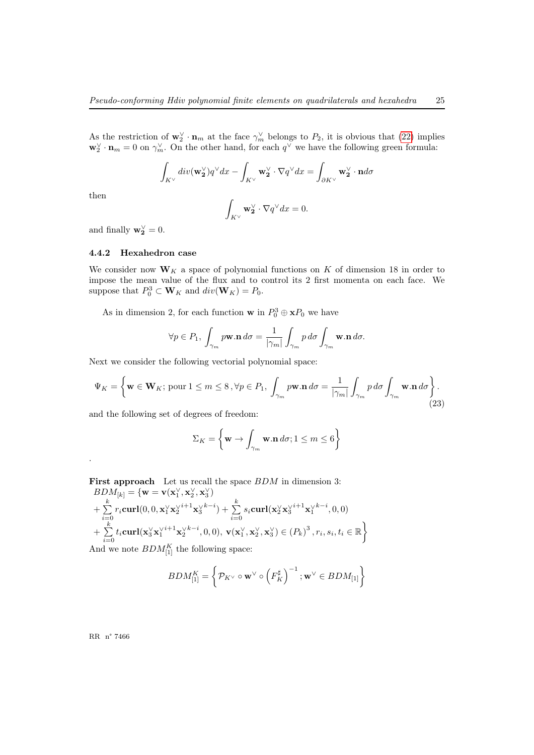As the restriction of $\mathbf{w}_2^\vee \cdot \mathbf{n}_m$ at the face $\gamma_m^\vee$ belongs to $P_2$, it is obvious that (22) implies $\mathbf{w}_2^\vee \cdot \mathbf{n}_m = 0$ on $\gamma_m^\vee$. On the other hand, for each $q^\vee$ we have the following green formula:

$$\int_{K^\vee} div(\mathbf{w_2^\vee}) q^\vee dx - \int_{K^\vee} \mathbf{w_2^\vee} \cdot \nabla q^\vee dx = \int_{\partial K^\vee} \mathbf{w_2^\vee} \cdot \mathbf{n} d\sigma$$

then

$$\int_{K^\vee} \mathbf{w_2^\vee} \cdot \nabla q^\vee dx = 0.$$

and finally $\mathbf{w_2^\vee} = 0$.

### 4.4.2 Hexahedron case

We consider now $\mathbf{W}_K$ a space of polynomial functions on $K$ of dimension 18 in order to impose the mean value of the flux and to control its 2 first momenta on each face. We suppose that $P_0^3 \subset \mathbf{W}_K$ and $div(\mathbf{W}_K) = P_0$.

As in dimension 2, for each function $\mathbf{w}$ in $P_0^3 \oplus \mathbf{x} P_0$ we have

$$\forall p \in P_1,\ \int_{\gamma_m} p \mathbf{w}.\mathbf{n}\, d\sigma = \frac{1}{|\gamma_m|} \int_{\gamma_m} p\, d\sigma \int_{\gamma_m} \mathbf{w}.\mathbf{n}\, d\sigma.$$

Next we consider the following vectorial polynomial space:

$$\Psi_K = \left\{ \mathbf{w} \in \mathbf{W}_K;\ \text{pour } 1 \leq m \leq 8\,, \forall p \in P_1,\ \int_{\gamma_m} p \mathbf{w}.\mathbf{n}\, d\sigma = \frac{1}{|\gamma_m|} \int_{\gamma_m} p\, d\sigma \int_{\gamma_m} \mathbf{w}.\mathbf{n}\, d\sigma \right\}. \tag{23}$$

and the following set of degrees of freedom:

$$\Sigma_K = \left\{ \mathbf{w} \to \int_{\gamma_m} \mathbf{w}.\mathbf{n}\, d\sigma; 1 \leq m \leq 6 \right\}$$

.

**First approach** Let us recall the space $BDM$ in dimension 3:

$$BDM_{[k]} = \{\mathbf{w} = \mathbf{v}(\mathbf{x}_1^\vee, \mathbf{x}_2^\vee, \mathbf{x}_3^\vee) + \sum_{i=0}^{k} r_i \mathbf{curl}(0, 0, \mathbf{x}_1^\vee {\mathbf{x}_2^\vee}^{i+1} {\mathbf{x}_3^\vee}^{k-i}) + \sum_{i=0}^{k} s_i \mathbf{curl}(\mathbf{x}_2^\vee {\mathbf{x}_3^\vee}^{i+1} {\mathbf{x}_1^\vee}^{k-i}, 0, 0)$$
$$+ \sum_{i=0}^{k} t_i \mathbf{curl}(\mathbf{x}_3^\vee {\mathbf{x}_1^\vee}^{i+1} {\mathbf{x}_2^\vee}^{k-i}, 0, 0),\ \mathbf{v}(\mathbf{x}_1^\vee, \mathbf{x}_2^\vee, \mathbf{x}_3^\vee) \in (P_k)^3, r_i, s_i, t_i \in \mathbb{R} \Big\}$$

And we note $BDM_{[1]}^K$ the following space:

$$BDM_{[1]}^K = \left\{ \mathcal{P}_{K^\vee} \circ \mathbf{w}^\vee \circ \left(F_K^\sharp\right)^{-1}; \mathbf{w}^\vee \in BDM_{[1]} \right\}$$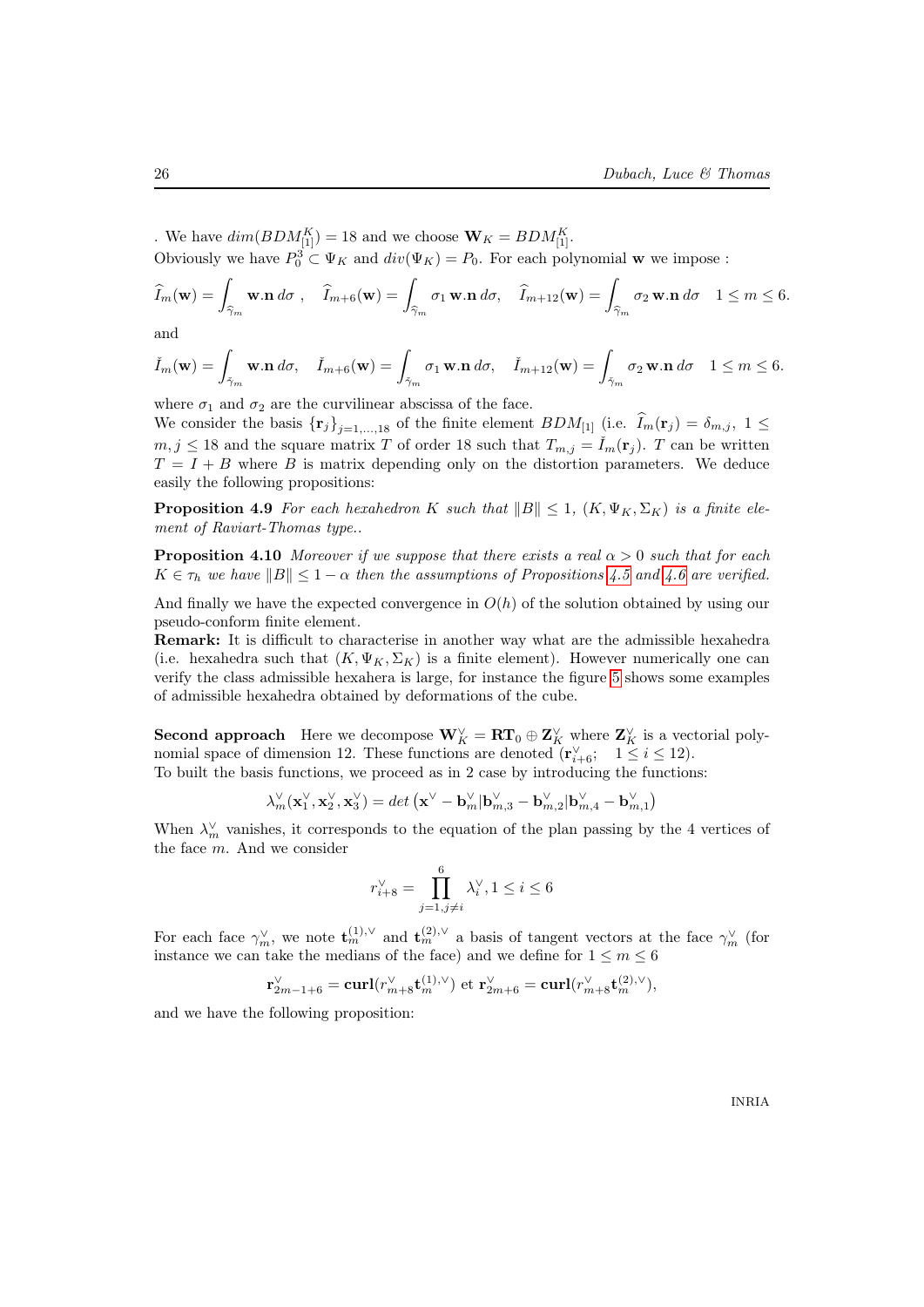. We have $dim(BDM^K_{[1]}) = 18$ and we choose $\mathbf{W}_K = BDM^K_{[1]}$.
Obviously we have $P_0^3 \subset \Psi_K$ and $div(\Psi_K) = P_0$. For each polynomial $\mathbf{w}$ we impose :

$$\widehat{I}_m(\mathbf{w}) = \int_{\widehat{\gamma}_m} \mathbf{w}.\mathbf{n}\, d\sigma\ , \quad \widehat{I}_{m+6}(\mathbf{w}) = \int_{\widehat{\gamma}_m} \sigma_1\, \mathbf{w}.\mathbf{n}\, d\sigma, \quad \widehat{I}_{m+12}(\mathbf{w}) = \int_{\widehat{\gamma}_m} \sigma_2\, \mathbf{w}.\mathbf{n}\, d\sigma \quad 1 \leq m \leq 6.$$

and

$$\check{I}_m(\mathbf{w}) = \int_{\check{\gamma}_m} \mathbf{w}.\mathbf{n}\, d\sigma, \quad \check{I}_{m+6}(\mathbf{w}) = \int_{\check{\gamma}_m} \sigma_1\, \mathbf{w}.\mathbf{n}\, d\sigma, \quad \check{I}_{m+12}(\mathbf{w}) = \int_{\check{\gamma}_m} \sigma_2\, \mathbf{w}.\mathbf{n}\, d\sigma \quad 1 \leq m \leq 6.$$

where $\sigma_1$ and $\sigma_2$ are the curvilinear abscissa of the face.
We consider the basis $\{\mathbf{r}_j\}_{j=1,\ldots,18}$ of the finite element $BDM_{[1]}$ (i.e. $\widehat{I}_m(\mathbf{r}_j) = \delta_{m,j},\ 1 \leq m, j \leq 18$ and the square matrix $T$ of order 18 such that $T_{m,j} = \check{I}_m(\mathbf{r}_j)$. $T$ can be written $T = I + B$ where $B$ is matrix depending only on the distortion parameters. We deduce easily the following propositions:

**Proposition 4.9** *For each hexahedron $K$ such that $\|B\| \leq 1$, $(K, \Psi_K, \Sigma_K)$ is a finite element of Raviart-Thomas type..*

**Proposition 4.10** *Moreover if we suppose that there exists a real $\alpha > 0$ such that for each $K \in \tau_h$ we have $\|B\| \leq 1 - \alpha$ then the assumptions of Propositions 4.5 and 4.6 are verified.*

And finally we have the expected convergence in $O(h)$ of the solution obtained by using our pseudo-conform finite element.
**Remark:** It is difficult to characterise in another way what are the admissible hexahedra (i.e. hexahedra such that $(K, \Psi_K, \Sigma_K)$ is a finite element). However numerically one can verify the class admissible hexahera is large, for instance the figure 5 shows some examples of admissible hexahedra obtained by deformations of the cube.

**Second approach** Here we decompose $\mathbf{W}_K^\vee = \mathbf{RT}_0 \oplus \mathbf{Z}_K^\vee$ where $\mathbf{Z}_K^\vee$ is a vectorial polynomial space of dimension 12. These functions are denoted ($\mathbf{r}_{i+6}^\vee$; $1 \leq i \leq 12$).
To built the basis functions, we proceed as in 2 case by introducing the functions:

$$\lambda_m^\vee(\mathbf{x}_1^\vee, \mathbf{x}_2^\vee, \mathbf{x}_3^\vee) = det\left(\mathbf{x}^\vee - \mathbf{b}_m^\vee | \mathbf{b}_{m,3}^\vee - \mathbf{b}_{m,2}^\vee | \mathbf{b}_{m,4}^\vee - \mathbf{b}_{m,1}^\vee\right)$$

When $\lambda_m^\vee$ vanishes, it corresponds to the equation of the plan passing by the 4 vertices of the face $m$. And we consider

$$r_{i+8}^\vee = \prod_{j=1, j\neq i}^{6} \lambda_i^\vee, 1 \leq i \leq 6$$

For each face $\gamma_m^\vee$, we note $\mathbf{t}_m^{(1),\vee}$ and $\mathbf{t}_m^{(2),\vee}$ a basis of tangent vectors at the face $\gamma_m^\vee$ (for instance we can take the medians of the face) and we define for $1 \leq m \leq 6$

$$\mathbf{r}_{2m-1+6}^\vee = \mathbf{curl}(r_{m+8}^\vee \mathbf{t}_m^{(1),\vee}) \text{ et } \mathbf{r}_{2m+6}^\vee = \mathbf{curl}(r_{m+8}^\vee \mathbf{t}_m^{(2),\vee}),$$

and we have the following proposition: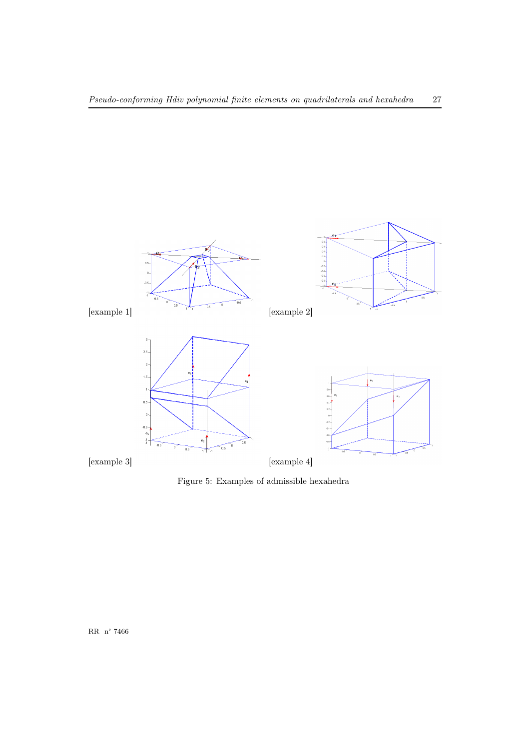[example 1]

[example 2]

[example 3]

[example 4]

Figure 5: Examples of admissible hexahedra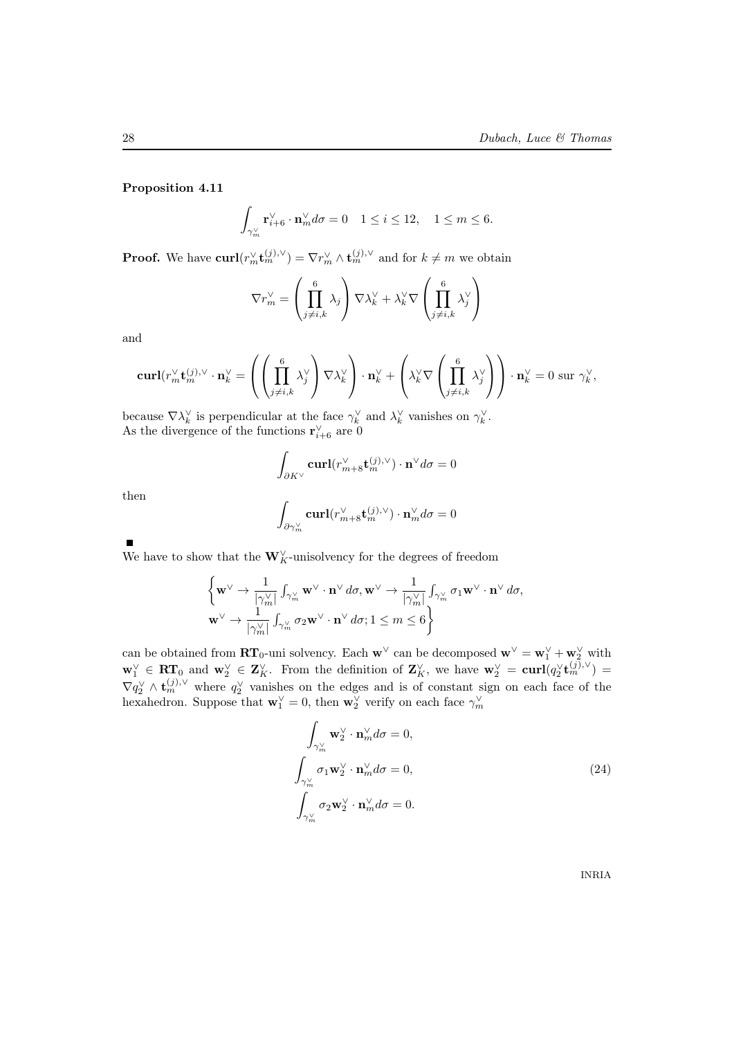**Proposition 4.11**

$$\int_{\gamma_m^\vee} \mathbf{r}_{i+6}^\vee \cdot \mathbf{n}_m^\vee d\sigma = 0 \quad 1 \leq i \leq 12, \quad 1 \leq m \leq 6.$$

**Proof.** We have $\mathbf{curl}(r_m^\vee \mathbf{t}_m^{(j),\vee}) = \nabla r_m^\vee \wedge \mathbf{t}_m^{(j),\vee}$ and for $k \neq m$ we obtain

$$\nabla r_m^\vee = \left( \prod_{j \neq i,k}^{6} \lambda_j \right) \nabla \lambda_k^\vee + \lambda_k^\vee \nabla \left( \prod_{j \neq i,k}^{6} \lambda_j^\vee \right)$$

and

$$\mathbf{curl}(r_m^\vee \mathbf{t}_m^{(j),\vee} \cdot \mathbf{n}_k^\vee = \left( \left( \prod_{j \neq i,k}^{6} \lambda_j^\vee \right) \nabla \lambda_k^\vee \right) \cdot \mathbf{n}_k^\vee + \left( \lambda_k^\vee \nabla \left( \prod_{j \neq i,k}^{6} \lambda_j^\vee \right) \right) \cdot \mathbf{n}_k^\vee = 0 \text{ sur } \gamma_k^\vee,$$

because $\nabla \lambda_k^\vee$ is perpendicular at the face $\gamma_k^\vee$ and $\lambda_k^\vee$ vanishes on $\gamma_k^\vee$.
As the divergence of the functions $\mathbf{r}_{i+6}^\vee$ are 0

$$\int_{\partial K^\vee} \mathbf{curl}(r_{m+8}^\vee \mathbf{t}_m^{(j),\vee}) \cdot \mathbf{n}^\vee d\sigma = 0$$

then

$$\int_{\partial \gamma_m^\vee} \mathbf{curl}(r_{m+8}^\vee \mathbf{t}_m^{(j),\vee}) \cdot \mathbf{n}_m^\vee d\sigma = 0$$

■

We have to show that the $\mathbf{W}_K^\vee$-unisolvency for the degrees of freedom

$$\left\{ \mathbf{w}^\vee \to \frac{1}{|\gamma_m^\vee|} \int_{\gamma_m^\vee} \mathbf{w}^\vee \cdot \mathbf{n}^\vee \, d\sigma, \mathbf{w}^\vee \to \frac{1}{|\gamma_m^\vee|} \int_{\gamma_m^\vee} \sigma_1 \mathbf{w}^\vee \cdot \mathbf{n}^\vee \, d\sigma, \right.$$
$$\left. \mathbf{w}^\vee \to \frac{1}{|\gamma_m^\vee|} \int_{\gamma_m^\vee} \sigma_2 \mathbf{w}^\vee \cdot \mathbf{n}^\vee \, d\sigma ; 1 \leq m \leq 6 \right\}$$

can be obtained from $\mathbf{RT}_0$-uni solvency. Each $\mathbf{w}^\vee$ can be decomposed $\mathbf{w}^\vee = \mathbf{w}_1^\vee + \mathbf{w}_2^\vee$ with $\mathbf{w}_1^\vee \in \mathbf{RT}_0$ and $\mathbf{w}_2^\vee \in \mathbf{Z}_K^\vee$. From the definition of $\mathbf{Z}_K^\vee$, we have $\mathbf{w}_2^\vee = \mathbf{curl}(q_2^\vee \mathbf{t}_m^{(j),\vee}) = \nabla q_2^\vee \wedge \mathbf{t}_m^{(j),\vee}$ where $q_2^\vee$ vanishes on the edges and is of constant sign on each face of the hexahedron. Suppose that $\mathbf{w}_1^\vee = 0$, then $\mathbf{w}_2^\vee$ verify on each face $\gamma_m^\vee$

$$\begin{aligned}
\int_{\gamma_m^\vee} \mathbf{w}_2^\vee \cdot \mathbf{n}_m^\vee d\sigma &= 0, \\
\int_{\gamma_m^\vee} \sigma_1 \mathbf{w}_2^\vee \cdot \mathbf{n}_m^\vee d\sigma &= 0, \\
\int_{\gamma_m^\vee} \sigma_2 \mathbf{w}_2^\vee \cdot \mathbf{n}_m^\vee d\sigma &= 0.
\end{aligned} \tag{24}$$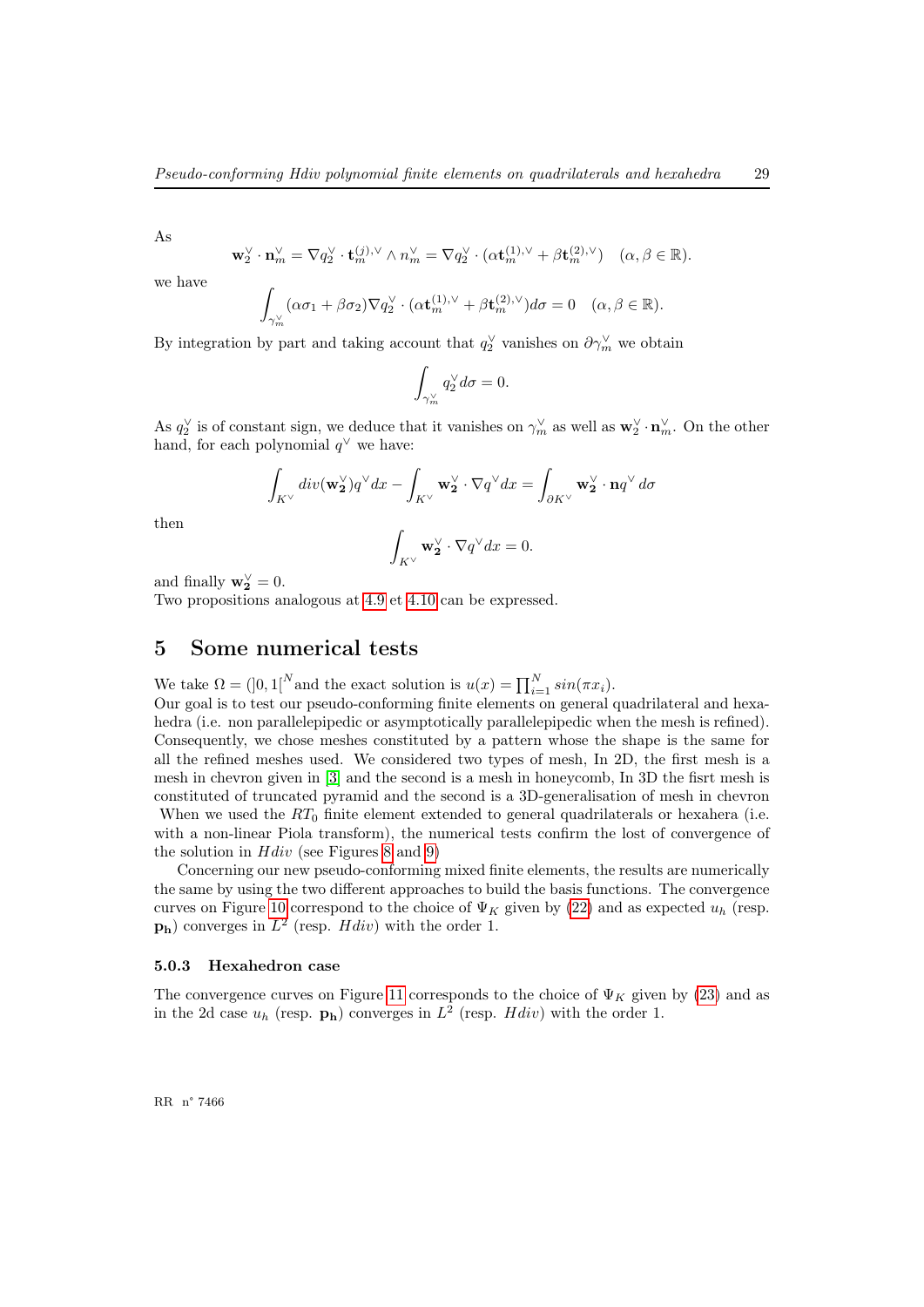As

$$\mathbf{w}_2^\vee \cdot \mathbf{n}_m^\vee = \nabla q_2^\vee \cdot \mathbf{t}_m^{(j),\vee} \wedge n_m^\vee = \nabla q_2^\vee \cdot (\alpha \mathbf{t}_m^{(1),\vee} + \beta \mathbf{t}_m^{(2),\vee}) \quad (\alpha, \beta \in \mathbb{R}).$$

we have

$$\int_{\gamma_m^\vee} (\alpha\sigma_1 + \beta\sigma_2) \nabla q_2^\vee \cdot (\alpha \mathbf{t}_m^{(1),\vee} + \beta \mathbf{t}_m^{(2),\vee}) d\sigma = 0 \quad (\alpha, \beta \in \mathbb{R}).$$

By integration by part and taking account that $q_2^\vee$ vanishes on $\partial\gamma_m^\vee$ we obtain

$$\int_{\gamma_m^\vee} q_2^\vee d\sigma = 0.$$

As $q_2^\vee$ is of constant sign, we deduce that it vanishes on $\gamma_m^\vee$ as well as $\mathbf{w}_2^\vee \cdot \mathbf{n}_m^\vee$. On the other hand, for each polynomial $q^\vee$ we have:

$$\int_{K^\vee} div(\mathbf{w_2}^\vee) q^\vee dx - \int_{K^\vee} \mathbf{w_2}^\vee \cdot \nabla q^\vee dx = \int_{\partial K^\vee} \mathbf{w_2}^\vee \cdot \mathbf{n} q^\vee \, d\sigma$$

then

$$\int_{K^\vee} \mathbf{w_2}^\vee \cdot \nabla q^\vee dx = 0.$$

and finally $\mathbf{w_2}^\vee = 0$.
Two propositions analogous at 4.9 et 4.10 can be expressed.

## 5 Some numerical tests

We take $\Omega = (]0,1[^N$ and the exact solution is $u(x) = \prod_{i=1}^N sin(\pi x_i)$.
Our goal is to test our pseudo-conforming finite elements on general quadrilateral and hexahedra (i.e. non parallelepipedic or asymptotically parallelepipedic when the mesh is refined). Consequently, we chose meshes constituted by a pattern whose the shape is the same for all the refined meshes used. We considered two types of mesh, In 2D, the first mesh is a mesh in chevron given in [3] and the second is a mesh in honeycomb, In 3D the fisrt mesh is constituted of truncated pyramid and the second is a 3D-generalisation of mesh in chevron When we used the $RT_0$ finite element extended to general quadrilaterals or hexahera (i.e. with a non-linear Piola transform), the numerical tests confirm the lost of convergence of the solution in $Hdiv$ (see Figures 8 and 9)

Concerning our new pseudo-conforming mixed finite elements, the results are numerically the same by using the two different approaches to build the basis functions. The convergence curves on Figure 10 correspond to the choice of $\Psi_K$ given by (22) and as expected $u_h$ (resp. $\mathbf{p_h}$) converges in $L^2$ (resp. $Hdiv$) with the order 1.

#### 5.0.3 Hexahedron case

The convergence curves on Figure 11 corresponds to the choice of $\Psi_K$ given by (23) and as in the 2d case $u_h$ (resp. $\mathbf{p_h}$) converges in $L^2$ (resp. $Hdiv$) with the order 1.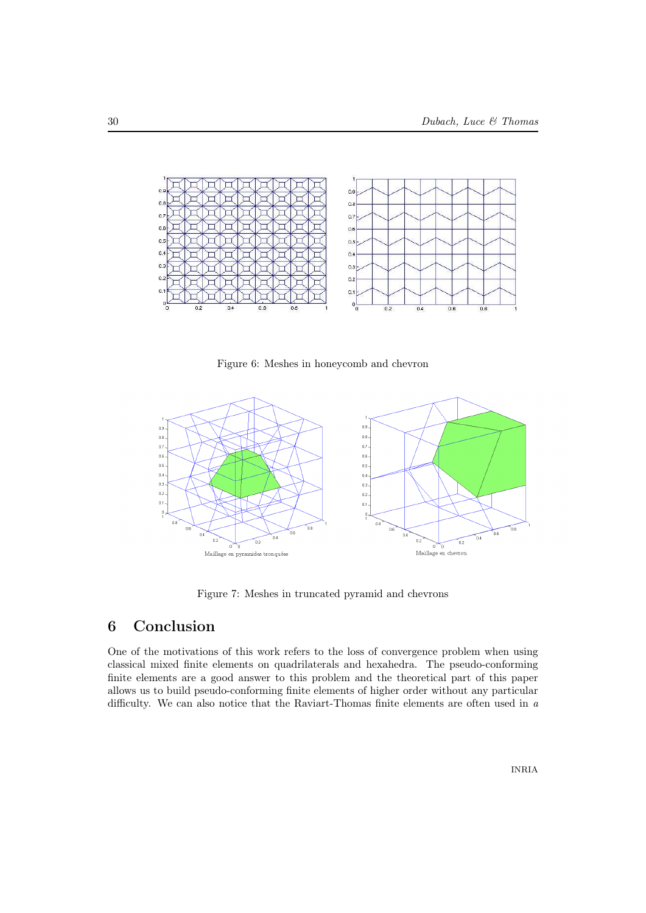Figure 6: Meshes in honeycomb and chevron

Figure 7: Meshes in truncated pyramid and chevrons

# 6 Conclusion

One of the motivations of this work refers to the loss of convergence problem when using classical mixed finite elements on quadrilaterals and hexahedra. The pseudo-conforming finite elements are a good answer to this problem and the theoretical part of this paper allows us to build pseudo-conforming finite elements of higher order without any particular difficulty. We can also notice that the Raviart-Thomas finite elements are often used in *a*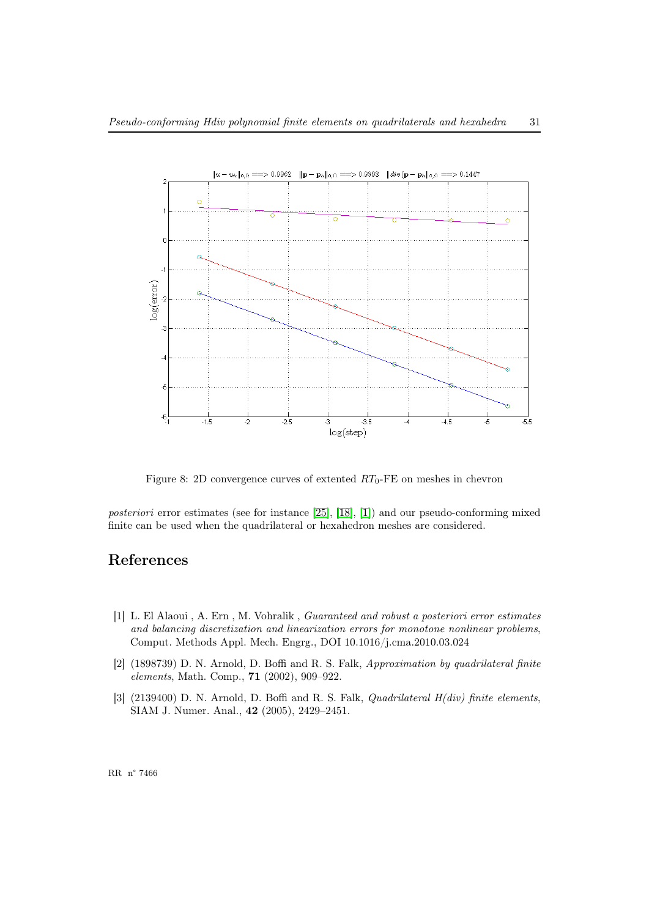Figure 8: 2D convergence curves of extented $RT_0$-FE on meshes in chevron

*posteriori* error estimates (see for instance [25], [18], [1]) and our pseudo-conforming mixed finite can be used when the quadrilateral or hexahedron meshes are considered.

# References

[1] L. El Alaoui , A. Ern , M. Vohralik , *Guaranteed and robust a posteriori error estimates and balancing discretization and linearization errors for monotone nonlinear problems*, Comput. Methods Appl. Mech. Engrg., DOI 10.1016/j.cma.2010.03.024

[2] (1898739) D. N. Arnold, D. Boffi and R. S. Falk, *Approximation by quadrilateral finite elements*, Math. Comp., **71** (2002), 909–922.

[3] (2139400) D. N. Arnold, D. Boffi and R. S. Falk, *Quadrilateral H(div) finite elements*, SIAM J. Numer. Anal., **42** (2005), 2429–2451.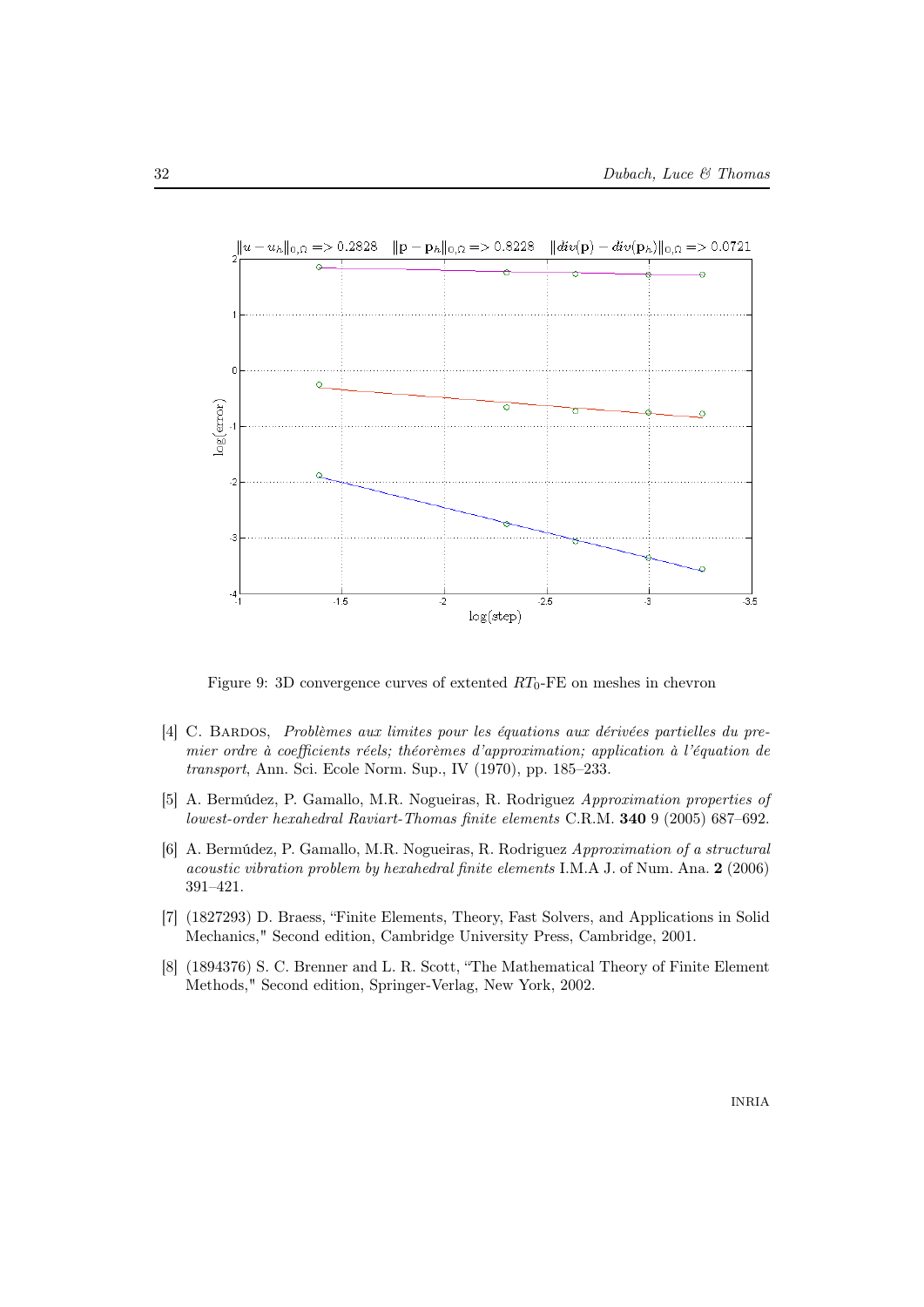$\|u - u_h\|_{0,\Omega} => 0.2828 \quad \|\mathbf{p} - \mathbf{p}_h\|_{0,\Omega} => 0.8228 \quad \|div(\mathbf{p}) - div(\mathbf{p}_h)\|_{0,\Omega} => 0.0721$

Figure 9: 3D convergence curves of extented $RT_0$-FE on meshes in chevron

[4] C. Bardos, *Problèmes aux limites pour les équations aux dérivées partielles du premier ordre à coefficients réels; théorèmes d'approximation; application à l'équation de transport*, Ann. Sci. Ecole Norm. Sup., IV (1970), pp. 185–233.

[5] A. Bermúdez, P. Gamallo, M.R. Nogueiras, R. Rodriguez *Approximation properties of lowest-order hexahedral Raviart-Thomas finite elements* C.R.M. **340** 9 (2005) 687–692.

[6] A. Bermúdez, P. Gamallo, M.R. Nogueiras, R. Rodriguez *Approximation of a structural acoustic vibration problem by hexahedral finite elements* I.M.A J. of Num. Ana. **2** (2006) 391–421.

[7] (1827293) D. Braess, "Finite Elements, Theory, Fast Solvers, and Applications in Solid Mechanics," Second edition, Cambridge University Press, Cambridge, 2001.

[8] (1894376) S. C. Brenner and L. R. Scott, "The Mathematical Theory of Finite Element Methods," Second edition, Springer-Verlag, New York, 2002.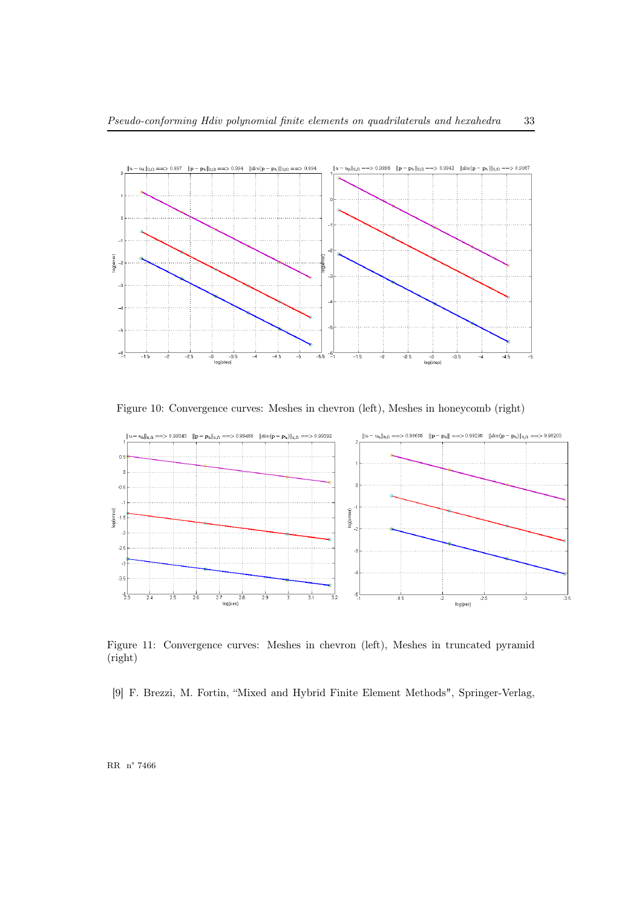Figure 10: Convergence curves: Meshes in chevron (left), Meshes in honeycomb (right)

Figure 11: Convergence curves: Meshes in chevron (left), Meshes in truncated pyramid (right)

[9] F. Brezzi, M. Fortin, "Mixed and Hybrid Finite Element Methods", Springer-Verlag,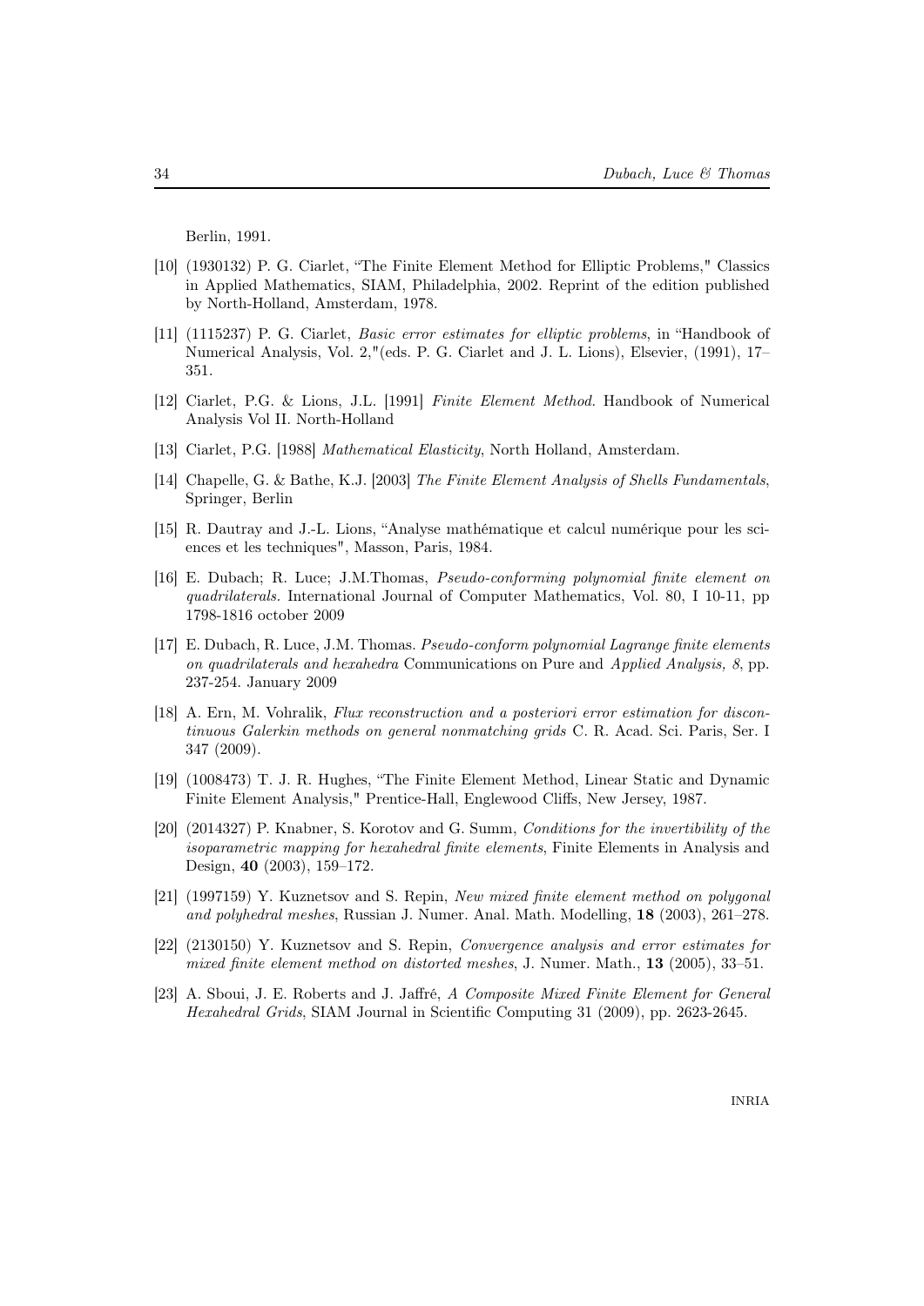Berlin, 1991.

[10] (1930132) P. G. Ciarlet, "The Finite Element Method for Elliptic Problems," Classics in Applied Mathematics, SIAM, Philadelphia, 2002. Reprint of the edition published by North-Holland, Amsterdam, 1978.

[11] (1115237) P. G. Ciarlet, *Basic error estimates for elliptic problems*, in "Handbook of Numerical Analysis, Vol. 2,"(eds. P. G. Ciarlet and J. L. Lions), Elsevier, (1991), 17–351.

[12] Ciarlet, P.G. & Lions, J.L. [1991] *Finite Element Method.* Handbook of Numerical Analysis Vol II. North-Holland

[13] Ciarlet, P.G. [1988] *Mathematical Elasticity*, North Holland, Amsterdam.

[14] Chapelle, G. & Bathe, K.J. [2003] *The Finite Element Analysis of Shells Fundamentals*, Springer, Berlin

[15] R. Dautray and J.-L. Lions, "Analyse mathématique et calcul numérique pour les sciences et les techniques", Masson, Paris, 1984.

[16] E. Dubach; R. Luce; J.M.Thomas, *Pseudo-conforming polynomial finite element on quadrilaterals.* International Journal of Computer Mathematics, Vol. 80, I 10-11, pp 1798-1816 october 2009

[17] E. Dubach, R. Luce, J.M. Thomas. *Pseudo-conform polynomial Lagrange finite elements on quadrilaterals and hexahedra* Communications on Pure and *Applied Analysis, 8*, pp. 237-254. January 2009

[18] A. Ern, M. Vohralik, *Flux reconstruction and a posteriori error estimation for discontinuous Galerkin methods on general nonmatching grids* C. R. Acad. Sci. Paris, Ser. I 347 (2009).

[19] (1008473) T. J. R. Hughes, "The Finite Element Method, Linear Static and Dynamic Finite Element Analysis," Prentice-Hall, Englewood Cliffs, New Jersey, 1987.

[20] (2014327) P. Knabner, S. Korotov and G. Summ, *Conditions for the invertibility of the isoparametric mapping for hexahedral finite elements*, Finite Elements in Analysis and Design, **40** (2003), 159–172.

[21] (1997159) Y. Kuznetsov and S. Repin, *New mixed finite element method on polygonal and polyhedral meshes*, Russian J. Numer. Anal. Math. Modelling, **18** (2003), 261–278.

[22] (2130150) Y. Kuznetsov and S. Repin, *Convergence analysis and error estimates for mixed finite element method on distorted meshes*, J. Numer. Math., **13** (2005), 33–51.

[23] A. Sboui, J. E. Roberts and J. Jaffré, *A Composite Mixed Finite Element for General Hexahedral Grids*, SIAM Journal in Scientific Computing 31 (2009), pp. 2623-2645.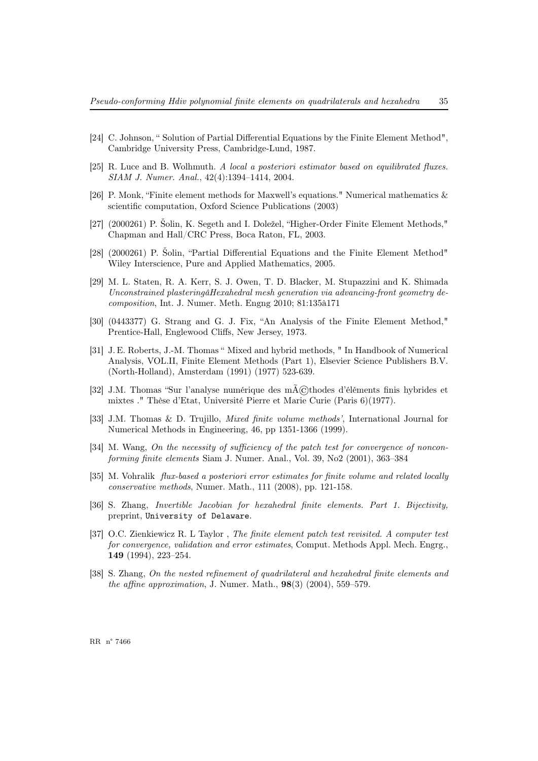[24] C. Johnson, " Solution of Partial Differential Equations by the Finite Element Method", Cambridge University Press, Cambridge-Lund, 1987.

[25] R. Luce and B. Wolhmuth. *A local a posteriori estimator based on equilibrated fluxes. SIAM J. Numer. Anal.*, 42(4):1394–1414, 2004.

[26] P. Monk, "Finite element methods for Maxwell's equations." Numerical mathematics & scientific computation, Oxford Science Publications (2003)

[27] (2000261) P. Šolin, K. Segeth and I. Doležel, "Higher-Order Finite Element Methods," Chapman and Hall/CRC Press, Boca Raton, FL, 2003.

[28] (2000261) P. Šolin, "Partial Differential Equations and the Finite Element Method" Wiley Interscience, Pure and Applied Mathematics, 2005.

[29] M. L. Staten, R. A. Kerr, S. J. Owen, T. D. Blacker, M. Stupazzini and K. Shimada *Unconstrained plasteringâHexahedral mesh generation via advancing-front geometry decomposition*, Int. J. Numer. Meth. Engng 2010; 81:135â171

[30] (0443377) G. Strang and G. J. Fix, "An Analysis of the Finite Element Method," Prentice-Hall, Englewood Cliffs, New Jersey, 1973.

[31] J. E. Roberts, J.-M. Thomas " Mixed and hybrid methods, " In Handbook of Numerical Analysis, VOL.II, Finite Element Methods (Part 1), Elsevier Science Publishers B.V. (North-Holland), Amsterdam (1991) (1977) 523-639.

[32] J.M. Thomas "Sur l'analyse numérique des mÃ©thodes d'éléments finis hybrides et mixtes ." Thèse d'Etat, Université Pierre et Marie Curie (Paris 6)(1977).

[33] J.M. Thomas & D. Trujillo, *Mixed finite volume methods'*, International Journal for Numerical Methods in Engineering, 46, pp 1351-1366 (1999).

[34] M. Wang, *On the necessity of sufficiency of the patch test for convergence of nonconforming finite elements* Siam J. Numer. Anal., Vol. 39, No2 (2001), 363–384

[35] M. Vohralik *flux-based a posteriori error estimates for finite volume and related locally conservative methods*, Numer. Math., 111 (2008), pp. 121-158.

[36] S. Zhang, *Invertible Jacobian for hexahedral finite elements. Part 1. Bijectivity,* preprint, `University of Delaware`.

[37] O.C. Zienkiewicz R. L Taylor , *The finite element patch test revisited. A computer test for convergence, validation and error estimates*, Comput. Methods Appl. Mech. Engrg., **149** (1994), 223–254.

[38] S. Zhang, *On the nested refinement of quadrilateral and hexahedral finite elements and the affine approximation*, J. Numer. Math., **98**(3) (2004), 559–579.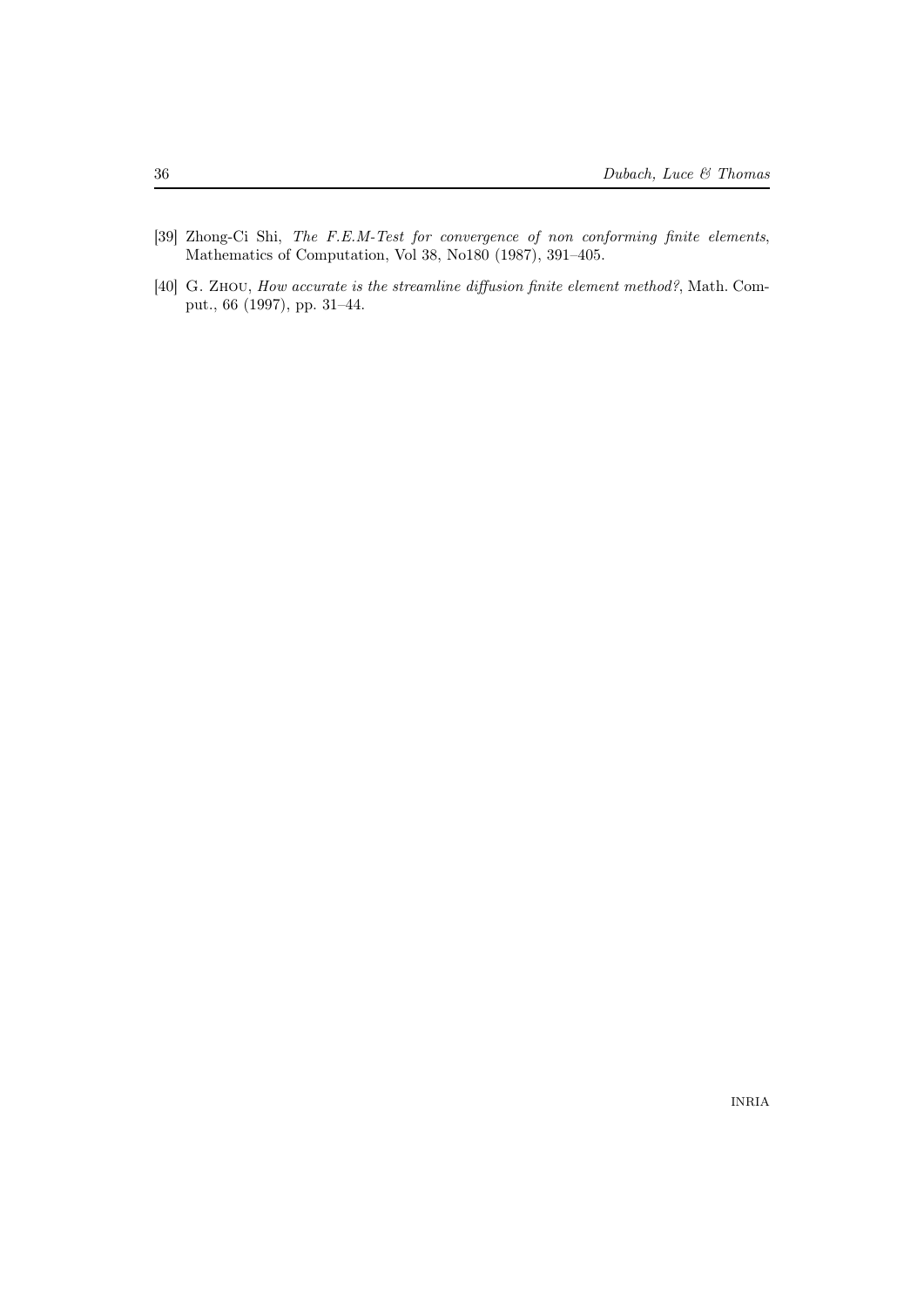[39] Zhong-Ci Shi, *The F.E.M-Test for convergence of non conforming finite elements*, Mathematics of Computation, Vol 38, No180 (1987), 391–405.

[40] G. Zhou, *How accurate is the streamline diffusion finite element method?*, Math. Comput., 66 (1997), pp. 31–44.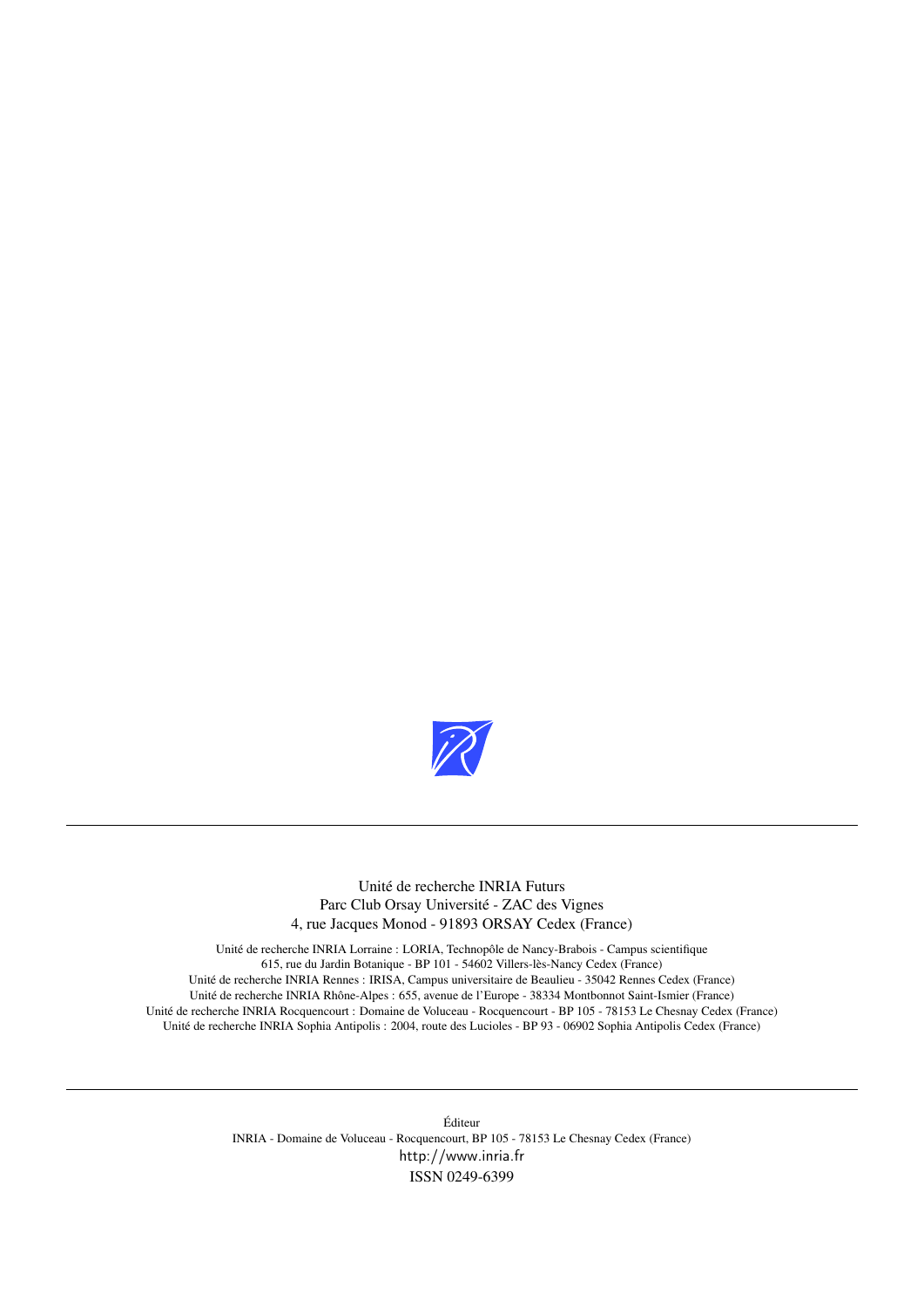Unité de recherche INRIA Futurs
Parc Club Orsay Université - ZAC des Vignes
4, rue Jacques Monod - 91893 ORSAY Cedex (France)

Unité de recherche INRIA Lorraine : LORIA, Technopôle de Nancy-Brabois - Campus scientifique
615, rue du Jardin Botanique - BP 101 - 54602 Villers-lès-Nancy Cedex (France)
Unité de recherche INRIA Rennes : IRISA, Campus universitaire de Beaulieu - 35042 Rennes Cedex (France)
Unité de recherche INRIA Rhône-Alpes : 655, avenue de l'Europe - 38334 Montbonnot Saint-Ismier (France)
Unité de recherche INRIA Rocquencourt : Domaine de Voluceau - Rocquencourt - BP 105 - 78153 Le Chesnay Cedex (France)
Unité de recherche INRIA Sophia Antipolis : 2004, route des Lucioles - BP 93 - 06902 Sophia Antipolis Cedex (France)

---

Éditeur
INRIA - Domaine de Voluceau - Rocquencourt, BP 105 - 78153 Le Chesnay Cedex (France)
http://www.inria.fr
ISSN 0249-6399